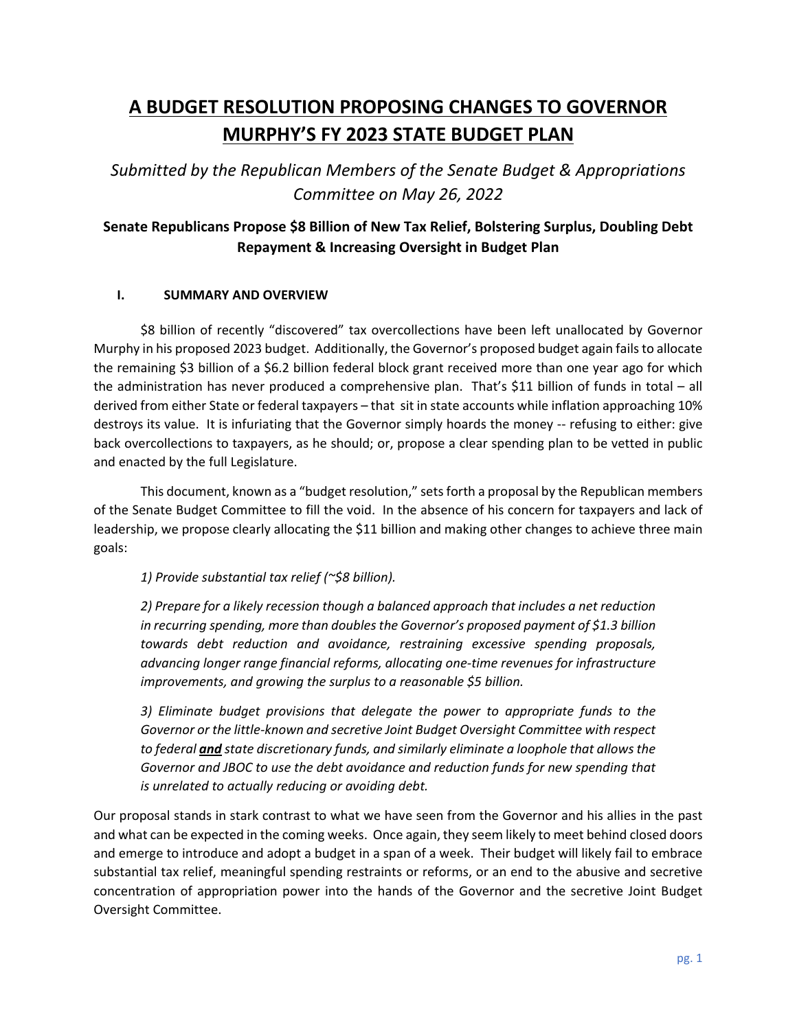# A BUDGET RESOLUTION PROPOSING CHANGES TO GOVERNOR MURPHY'S FY 2023 STATE BUDGET PLAN

*Submitted by the Republican Members of the Senate Budget & Appropriations Committee on May 26, 2022*

### Senate Republicans Propose $8 Billion of New Tax Relief, Bolstering Surplus, Doubling Debt Repayment & Increasing Oversight in Budget Plan

## I. SUMMARY AND OVERVIEW

$8 billion of recently "discovered" tax overcollections have been left unallocated by Governor Murphy in his proposed 2023 budget. Additionally, the Governor's proposed budget again fails to allocate the remaining $3 billion of a $6.2 billion federal block grant received more than one year ago for which the administration has never produced a comprehensive plan. That's $11 billion of funds in total – all derived from either State or federal taxpayers – that sit in state accounts while inflation approaching 10% destroys its value. It is infuriating that the Governor simply hoards the money -- refusing to either: give back overcollections to taxpayers, as he should; or, propose a clear spending plan to be vetted in public and enacted by the full Legislature.

This document, known as a "budget resolution," sets forth a proposal by the Republican members of the Senate Budget Committee to fill the void. In the absence of his concern for taxpayers and lack of leadership, we propose clearly allocating the $11 billion and making other changes to achieve three main goals:

> *1) Provide substantial tax relief (~$8 billion).*
>
> *2) Prepare for a likely recession though a balanced approach that includes a net reduction in recurring spending, more than doubles the Governor's proposed payment of $1.3 billion towards debt reduction and avoidance, restraining excessive spending proposals, advancing longer range financial reforms, allocating one-time revenues for infrastructure improvements, and growing the surplus to a reasonable $5 billion.*
>
> *3) Eliminate budget provisions that delegate the power to appropriate funds to the Governor or the little-known and secretive Joint Budget Oversight Committee with respect to federal* ***and*** *state discretionary funds, and similarly eliminate a loophole that allows the Governor and JBOC to use the debt avoidance and reduction funds for new spending that is unrelated to actually reducing or avoiding debt.*

Our proposal stands in stark contrast to what we have seen from the Governor and his allies in the past and what can be expected in the coming weeks. Once again, they seem likely to meet behind closed doors and emerge to introduce and adopt a budget in a span of a week. Their budget will likely fail to embrace substantial tax relief, meaningful spending restraints or reforms, or an end to the abusive and secretive concentration of appropriation power into the hands of the Governor and the secretive Joint Budget Oversight Committee.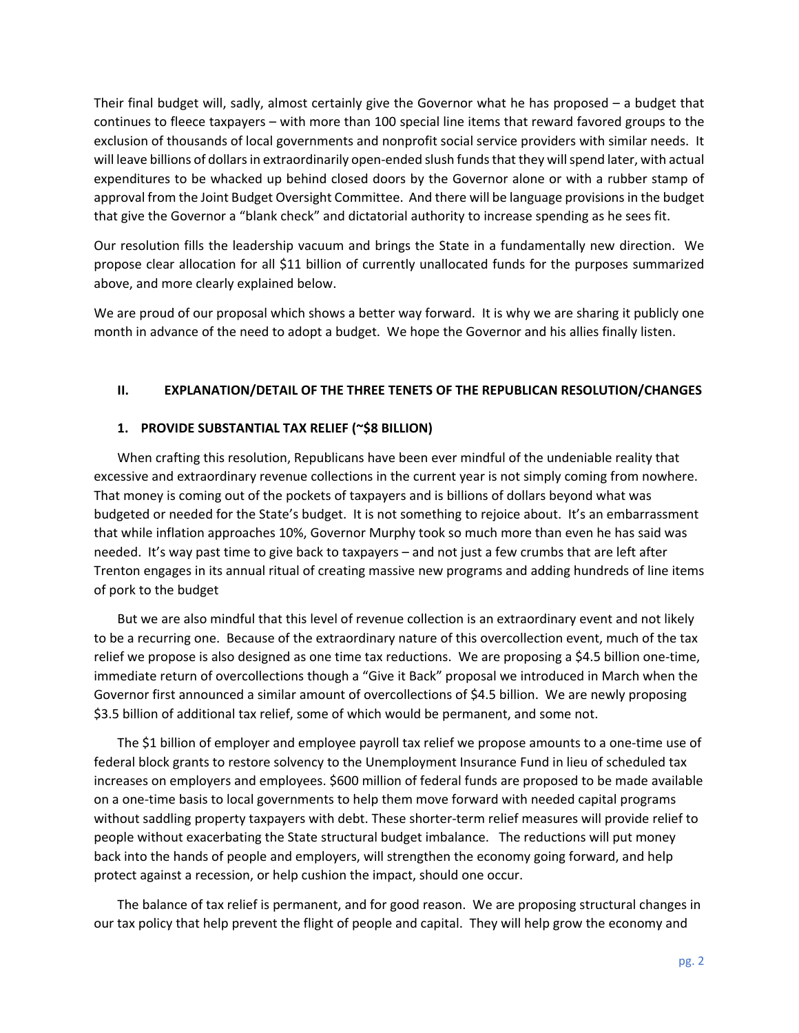Their final budget will, sadly, almost certainly give the Governor what he has proposed – a budget that continues to fleece taxpayers – with more than 100 special line items that reward favored groups to the exclusion of thousands of local governments and nonprofit social service providers with similar needs. It will leave billions of dollars in extraordinarily open-ended slush funds that they will spend later, with actual expenditures to be whacked up behind closed doors by the Governor alone or with a rubber stamp of approval from the Joint Budget Oversight Committee. And there will be language provisions in the budget that give the Governor a "blank check" and dictatorial authority to increase spending as he sees fit.

Our resolution fills the leadership vacuum and brings the State in a fundamentally new direction. We propose clear allocation for all $11 billion of currently unallocated funds for the purposes summarized above, and more clearly explained below.

We are proud of our proposal which shows a better way forward. It is why we are sharing it publicly one month in advance of the need to adopt a budget. We hope the Governor and his allies finally listen.

## II. EXPLANATION/DETAIL OF THE THREE TENETS OF THE REPUBLICAN RESOLUTION/CHANGES

### 1. PROVIDE SUBSTANTIAL TAX RELIEF (~$8 BILLION)

When crafting this resolution, Republicans have been ever mindful of the undeniable reality that excessive and extraordinary revenue collections in the current year is not simply coming from nowhere. That money is coming out of the pockets of taxpayers and is billions of dollars beyond what was budgeted or needed for the State's budget. It is not something to rejoice about. It's an embarrassment that while inflation approaches 10%, Governor Murphy took so much more than even he has said was needed. It's way past time to give back to taxpayers – and not just a few crumbs that are left after Trenton engages in its annual ritual of creating massive new programs and adding hundreds of line items of pork to the budget

But we are also mindful that this level of revenue collection is an extraordinary event and not likely to be a recurring one. Because of the extraordinary nature of this overcollection event, much of the tax relief we propose is also designed as one time tax reductions. We are proposing a $4.5 billion one-time, immediate return of overcollections though a "Give it Back" proposal we introduced in March when the Governor first announced a similar amount of overcollections of $4.5 billion. We are newly proposing $3.5 billion of additional tax relief, some of which would be permanent, and some not.

The $1 billion of employer and employee payroll tax relief we propose amounts to a one-time use of federal block grants to restore solvency to the Unemployment Insurance Fund in lieu of scheduled tax increases on employers and employees. $600 million of federal funds are proposed to be made available on a one-time basis to local governments to help them move forward with needed capital programs without saddling property taxpayers with debt. These shorter-term relief measures will provide relief to people without exacerbating the State structural budget imbalance. The reductions will put money back into the hands of people and employers, will strengthen the economy going forward, and help protect against a recession, or help cushion the impact, should one occur.

The balance of tax relief is permanent, and for good reason. We are proposing structural changes in our tax policy that help prevent the flight of people and capital. They will help grow the economy and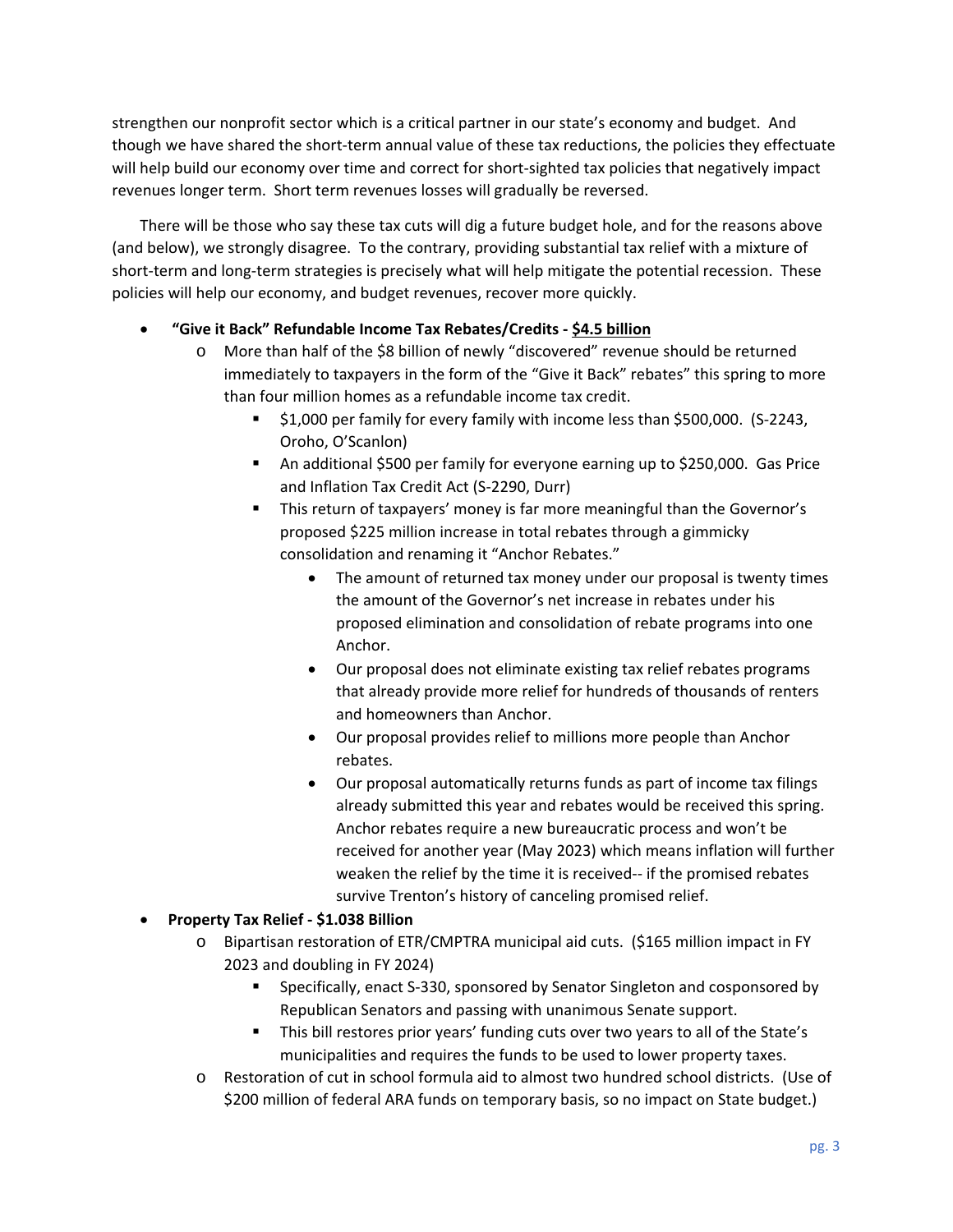strengthen our nonprofit sector which is a critical partner in our state's economy and budget. And though we have shared the short-term annual value of these tax reductions, the policies they effectuate will help build our economy over time and correct for short-sighted tax policies that negatively impact revenues longer term. Short term revenues losses will gradually be reversed.

There will be those who say these tax cuts will dig a future budget hole, and for the reasons above (and below), we strongly disagree. To the contrary, providing substantial tax relief with a mixture of short-term and long-term strategies is precisely what will help mitigate the potential recession. These policies will help our economy, and budget revenues, recover more quickly.

- **"Give it Back" Refundable Income Tax Rebates/Credits - <u>$4.5 billion</u>**
  - More than half of the $8 billion of newly "discovered" revenue should be returned immediately to taxpayers in the form of the "Give it Back" rebates" this spring to more than four million homes as a refundable income tax credit.
    - $1,000 per family for every family with income less than $500,000. (S-2243, Oroho, O'Scanlon)
    - An additional $500 per family for everyone earning up to $250,000. Gas Price and Inflation Tax Credit Act (S-2290, Durr)
    - This return of taxpayers' money is far more meaningful than the Governor's proposed $225 million increase in total rebates through a gimmicky consolidation and renaming it "Anchor Rebates."
      - The amount of returned tax money under our proposal is twenty times the amount of the Governor's net increase in rebates under his proposed elimination and consolidation of rebate programs into one Anchor.
      - Our proposal does not eliminate existing tax relief rebates programs that already provide more relief for hundreds of thousands of renters and homeowners than Anchor.
      - Our proposal provides relief to millions more people than Anchor rebates.
      - Our proposal automatically returns funds as part of income tax filings already submitted this year and rebates would be received this spring. Anchor rebates require a new bureaucratic process and won't be received for another year (May 2023) which means inflation will further weaken the relief by the time it is received-- if the promised rebates survive Trenton's history of canceling promised relief.
- **Property Tax Relief - $1.038 Billion**
  - Bipartisan restoration of ETR/CMPTRA municipal aid cuts. ($165 million impact in FY 2023 and doubling in FY 2024)
    - Specifically, enact S-330, sponsored by Senator Singleton and cosponsored by Republican Senators and passing with unanimous Senate support.
    - This bill restores prior years' funding cuts over two years to all of the State's municipalities and requires the funds to be used to lower property taxes.
  - Restoration of cut in school formula aid to almost two hundred school districts. (Use of $200 million of federal ARA funds on temporary basis, so no impact on State budget.)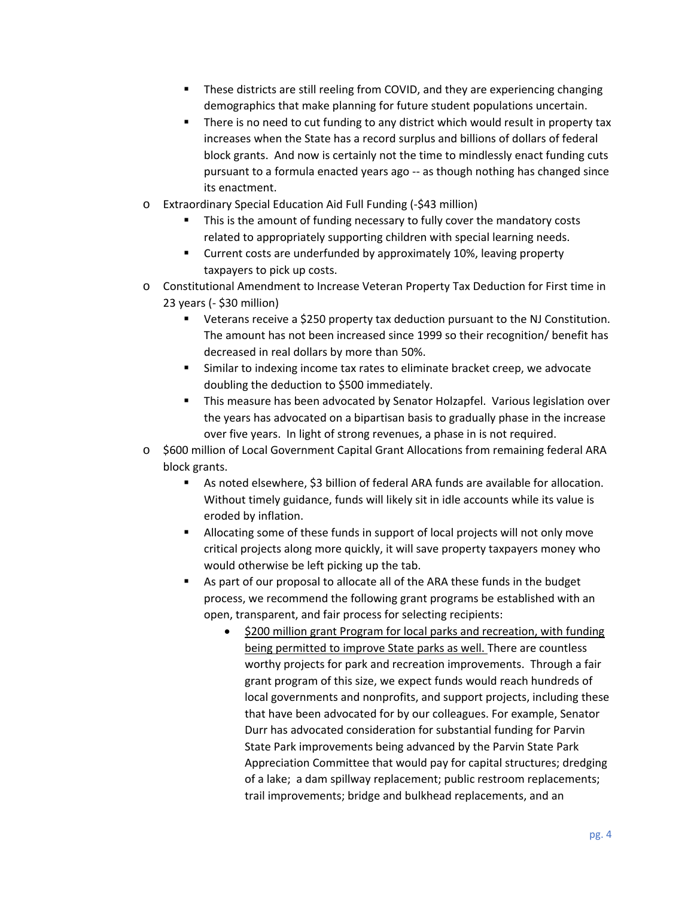- These districts are still reeling from COVID, and they are experiencing changing demographics that make planning for future student populations uncertain.
    - There is no need to cut funding to any district which would result in property tax increases when the State has a record surplus and billions of dollars of federal block grants. And now is certainly not the time to mindlessly enact funding cuts pursuant to a formula enacted years ago -- as though nothing has changed since its enactment.
- Extraordinary Special Education Aid Full Funding (-$43 million)
    - This is the amount of funding necessary to fully cover the mandatory costs related to appropriately supporting children with special learning needs.
    - Current costs are underfunded by approximately 10%, leaving property taxpayers to pick up costs.
- Constitutional Amendment to Increase Veteran Property Tax Deduction for First time in 23 years (- $30 million)
    - Veterans receive a $250 property tax deduction pursuant to the NJ Constitution. The amount has not been increased since 1999 so their recognition/ benefit has decreased in real dollars by more than 50%.
    - Similar to indexing income tax rates to eliminate bracket creep, we advocate doubling the deduction to $500 immediately.
    - This measure has been advocated by Senator Holzapfel. Various legislation over the years has advocated on a bipartisan basis to gradually phase in the increase over five years. In light of strong revenues, a phase in is not required.
- $600 million of Local Government Capital Grant Allocations from remaining federal ARA block grants.
    - As noted elsewhere, $3 billion of federal ARA funds are available for allocation. Without timely guidance, funds will likely sit in idle accounts while its value is eroded by inflation.
    - Allocating some of these funds in support of local projects will not only move critical projects along more quickly, it will save property taxpayers money who would otherwise be left picking up the tab.
    - As part of our proposal to allocate all of the ARA these funds in the budget process, we recommend the following grant programs be established with an open, transparent, and fair process for selecting recipients:
        - <u>$200 million grant Program for local parks and recreation, with funding being permitted to improve State parks as well.</u> There are countless worthy projects for park and recreation improvements. Through a fair grant program of this size, we expect funds would reach hundreds of local governments and nonprofits, and support projects, including these that have been advocated for by our colleagues. For example, Senator Durr has advocated consideration for substantial funding for Parvin State Park improvements being advanced by the Parvin State Park Appreciation Committee that would pay for capital structures; dredging of a lake; a dam spillway replacement; public restroom replacements; trail improvements; bridge and bulkhead replacements, and an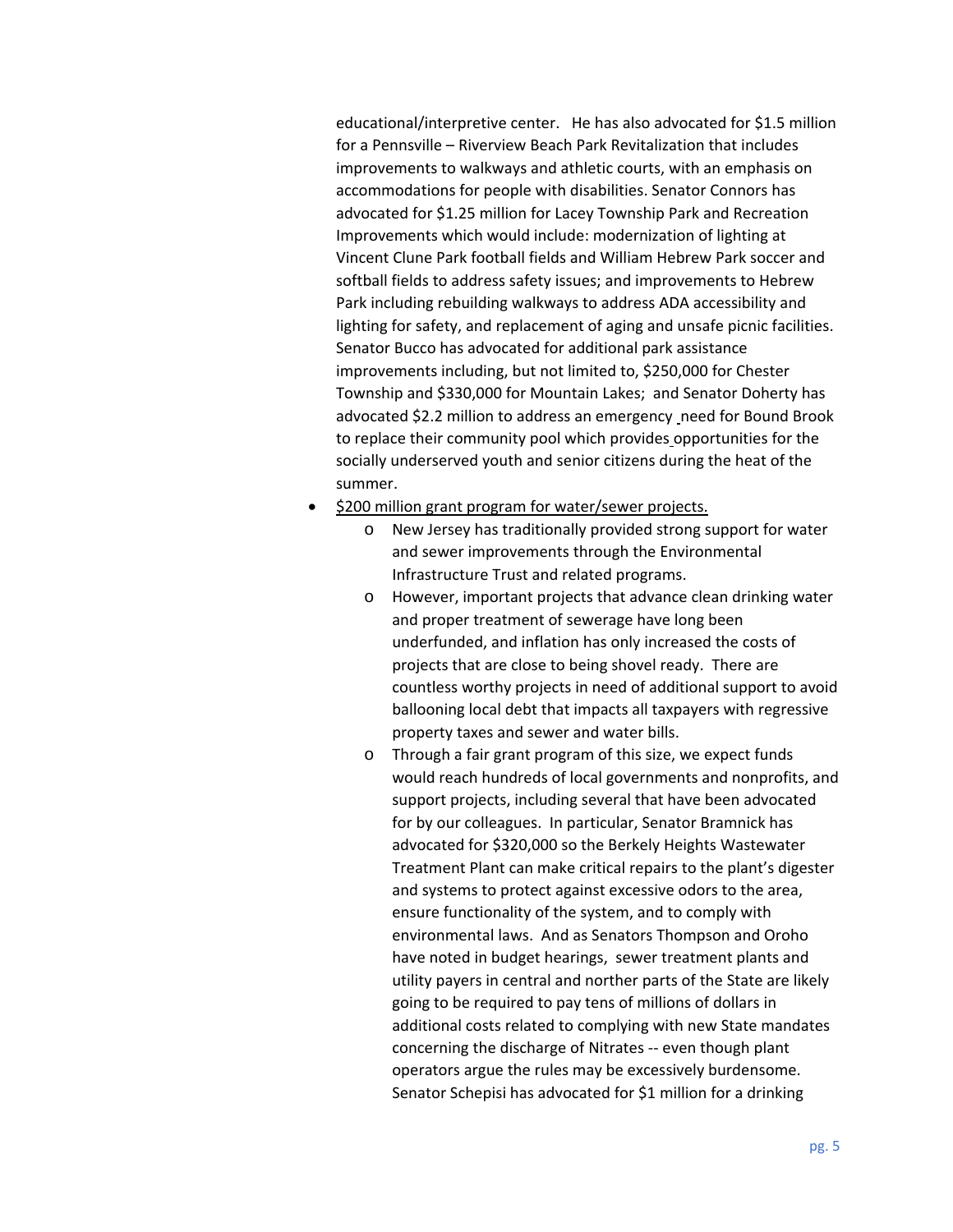educational/interpretive center. He has also advocated for $1.5 million for a Pennsville – Riverview Beach Park Revitalization that includes improvements to walkways and athletic courts, with an emphasis on accommodations for people with disabilities. Senator Connors has advocated for $1.25 million for Lacey Township Park and Recreation Improvements which would include: modernization of lighting at Vincent Clune Park football fields and William Hebrew Park soccer and softball fields to address safety issues; and improvements to Hebrew Park including rebuilding walkways to address ADA accessibility and lighting for safety, and replacement of aging and unsafe picnic facilities. Senator Bucco has advocated for additional park assistance improvements including, but not limited to, $250,000 for Chester Township and $330,000 for Mountain Lakes; and Senator Doherty has advocated $2.2 million to address an emergency need for Bound Brook to replace their community pool which provides opportunities for the socially underserved youth and senior citizens during the heat of the summer.

- <u>$200 million grant program for water/sewer projects.</u>
    - New Jersey has traditionally provided strong support for water and sewer improvements through the Environmental Infrastructure Trust and related programs.
    - However, important projects that advance clean drinking water and proper treatment of sewerage have long been underfunded, and inflation has only increased the costs of projects that are close to being shovel ready. There are countless worthy projects in need of additional support to avoid ballooning local debt that impacts all taxpayers with regressive property taxes and sewer and water bills.
    - Through a fair grant program of this size, we expect funds would reach hundreds of local governments and nonprofits, and support projects, including several that have been advocated for by our colleagues. In particular, Senator Bramnick has advocated for $320,000 so the Berkely Heights Wastewater Treatment Plant can make critical repairs to the plant's digester and systems to protect against excessive odors to the area, ensure functionality of the system, and to comply with environmental laws. And as Senators Thompson and Oroho have noted in budget hearings, sewer treatment plants and utility payers in central and norther parts of the State are likely going to be required to pay tens of millions of dollars in additional costs related to complying with new State mandates concerning the discharge of Nitrates -- even though plant operators argue the rules may be excessively burdensome. Senator Schepisi has advocated for $1 million for a drinking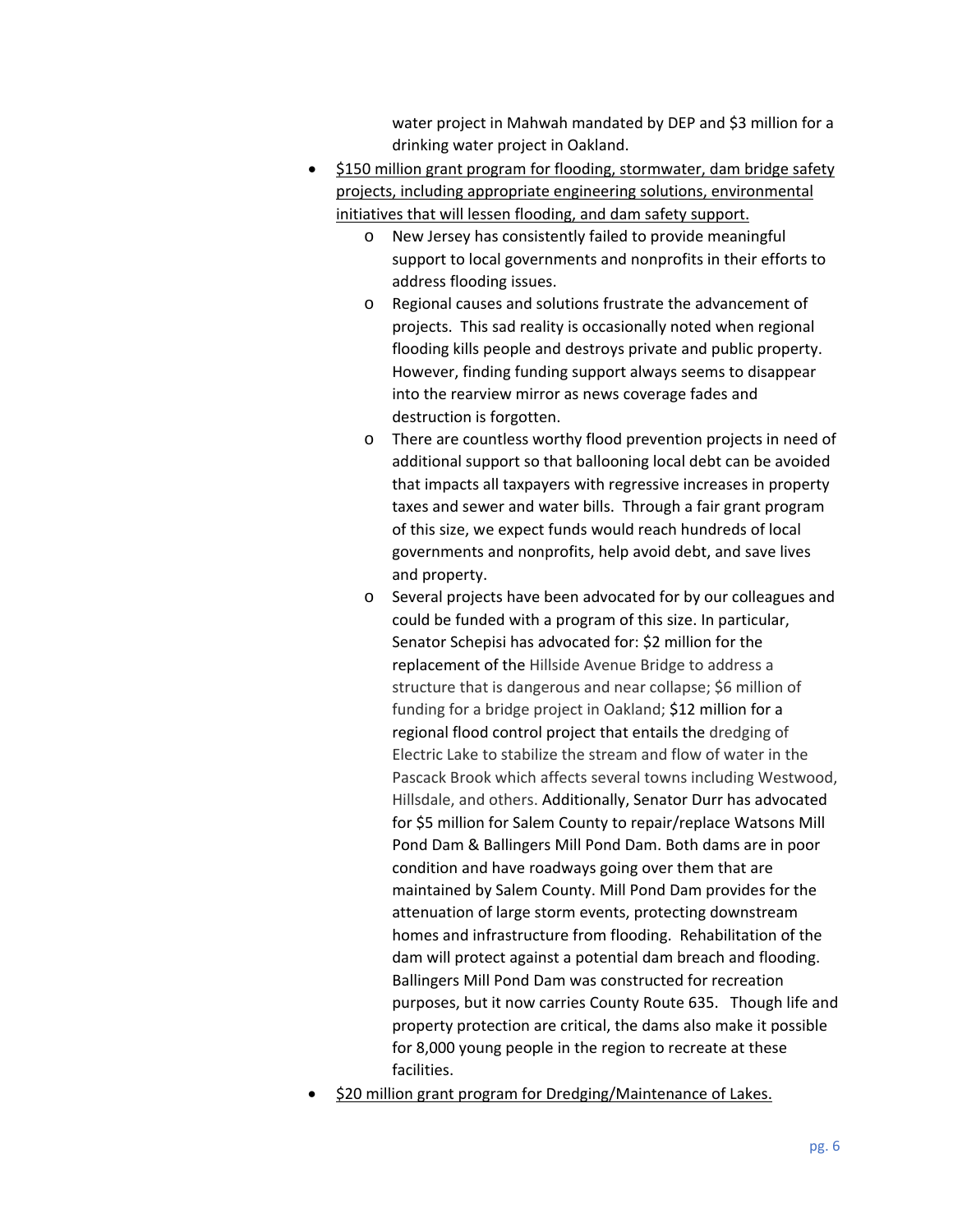water project in Mahwah mandated by DEP and $3 million for a drinking water project in Oakland.

- <u>$150 million grant program for flooding, stormwater, dam bridge safety projects, including appropriate engineering solutions, environmental initiatives that will lessen flooding, and dam safety support.</u>
    - New Jersey has consistently failed to provide meaningful support to local governments and nonprofits in their efforts to address flooding issues.
    - Regional causes and solutions frustrate the advancement of projects. This sad reality is occasionally noted when regional flooding kills people and destroys private and public property. However, finding funding support always seems to disappear into the rearview mirror as news coverage fades and destruction is forgotten.
    - There are countless worthy flood prevention projects in need of additional support so that ballooning local debt can be avoided that impacts all taxpayers with regressive increases in property taxes and sewer and water bills. Through a fair grant program of this size, we expect funds would reach hundreds of local governments and nonprofits, help avoid debt, and save lives and property.
    - Several projects have been advocated for by our colleagues and could be funded with a program of this size. In particular, Senator Schepisi has advocated for: $2 million for the replacement of the Hillside Avenue Bridge to address a structure that is dangerous and near collapse; $6 million of funding for a bridge project in Oakland; $12 million for a regional flood control project that entails the dredging of Electric Lake to stabilize the stream and flow of water in the Pascack Brook which affects several towns including Westwood, Hillsdale, and others. Additionally, Senator Durr has advocated for $5 million for Salem County to repair/replace Watsons Mill Pond Dam & Ballingers Mill Pond Dam. Both dams are in poor condition and have roadways going over them that are maintained by Salem County. Mill Pond Dam provides for the attenuation of large storm events, protecting downstream homes and infrastructure from flooding. Rehabilitation of the dam will protect against a potential dam breach and flooding. Ballingers Mill Pond Dam was constructed for recreation purposes, but it now carries County Route 635. Though life and property protection are critical, the dams also make it possible for 8,000 young people in the region to recreate at these facilities.
- <u>$20 million grant program for Dredging/Maintenance of Lakes.</u>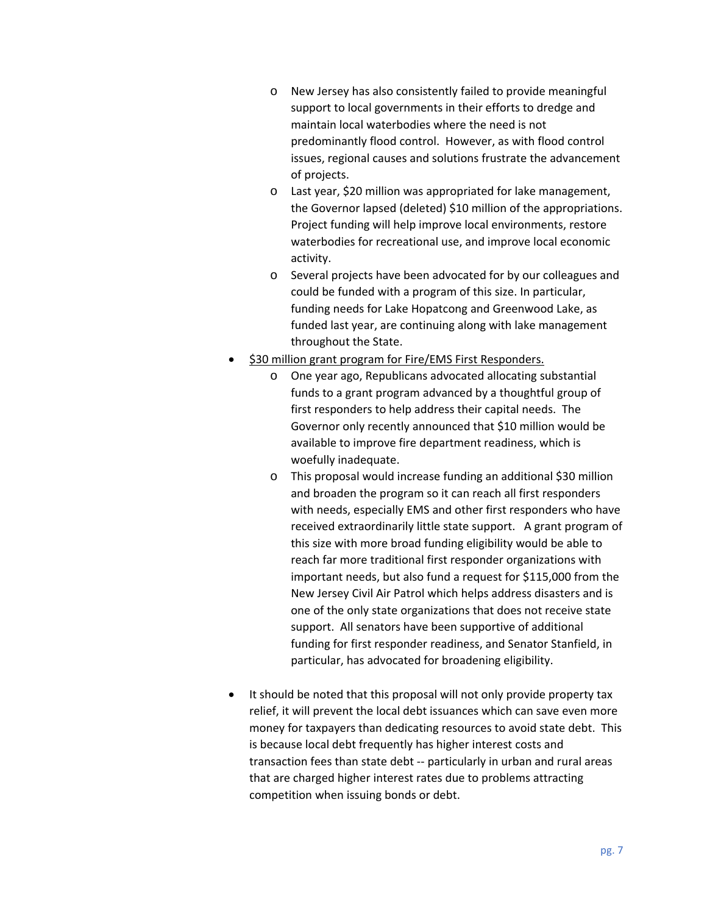- New Jersey has also consistently failed to provide meaningful support to local governments in their efforts to dredge and maintain local waterbodies where the need is not predominantly flood control. However, as with flood control issues, regional causes and solutions frustrate the advancement of projects.
  - Last year, $20 million was appropriated for lake management, the Governor lapsed (deleted) $10 million of the appropriations. Project funding will help improve local environments, restore waterbodies for recreational use, and improve local economic activity.
  - Several projects have been advocated for by our colleagues and could be funded with a program of this size. In particular, funding needs for Lake Hopatcong and Greenwood Lake, as funded last year, are continuing along with lake management throughout the State.
- <u>$30 million grant program for Fire/EMS First Responders.</u>
  - One year ago, Republicans advocated allocating substantial funds to a grant program advanced by a thoughtful group of first responders to help address their capital needs. The Governor only recently announced that $10 million would be available to improve fire department readiness, which is woefully inadequate.
  - This proposal would increase funding an additional $30 million and broaden the program so it can reach all first responders with needs, especially EMS and other first responders who have received extraordinarily little state support. A grant program of this size with more broad funding eligibility would be able to reach far more traditional first responder organizations with important needs, but also fund a request for $115,000 from the New Jersey Civil Air Patrol which helps address disasters and is one of the only state organizations that does not receive state support. All senators have been supportive of additional funding for first responder readiness, and Senator Stanfield, in particular, has advocated for broadening eligibility.

- It should be noted that this proposal will not only provide property tax relief, it will prevent the local debt issuances which can save even more money for taxpayers than dedicating resources to avoid state debt. This is because local debt frequently has higher interest costs and transaction fees than state debt -- particularly in urban and rural areas that are charged higher interest rates due to problems attracting competition when issuing bonds or debt.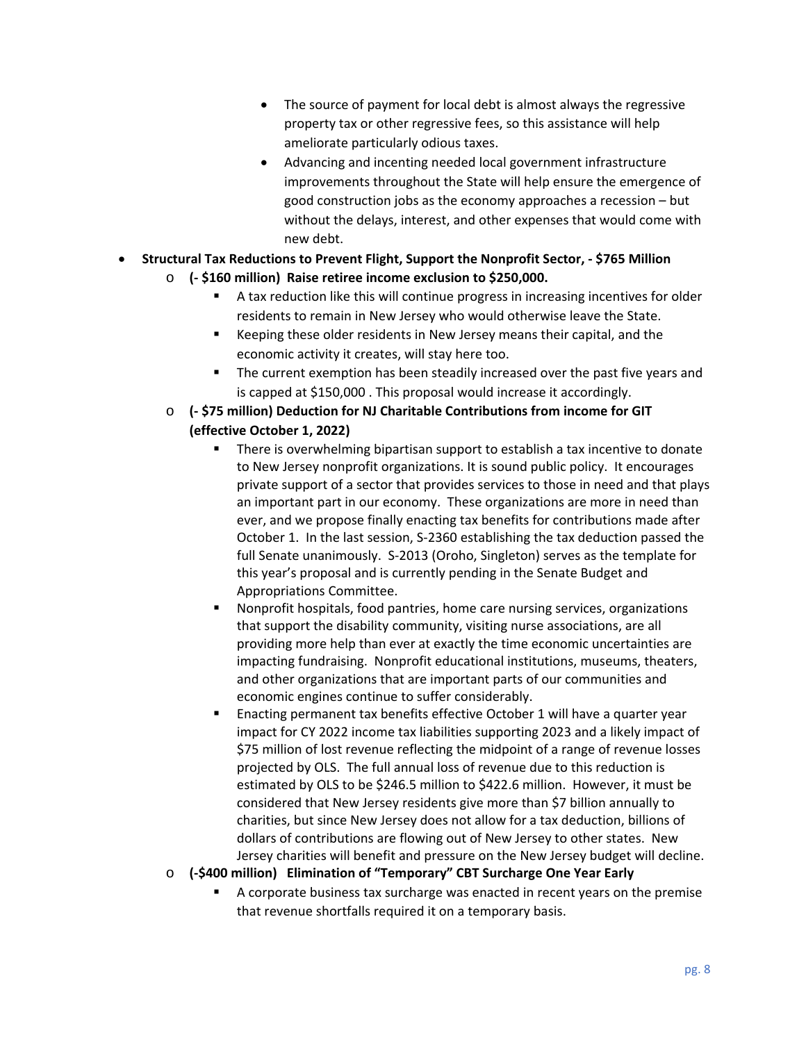- The source of payment for local debt is almost always the regressive property tax or other regressive fees, so this assistance will help ameliorate particularly odious taxes.
        - Advancing and incenting needed local government infrastructure improvements throughout the State will help ensure the emergence of good construction jobs as the economy approaches a recession – but without the delays, interest, and other expenses that would come with new debt.

- **Structural Tax Reductions to Prevent Flight, Support the Nonprofit Sector, - $765 Million**
    - **(- $160 million) Raise retiree income exclusion to $250,000.**
        - A tax reduction like this will continue progress in increasing incentives for older residents to remain in New Jersey who would otherwise leave the State.
        - Keeping these older residents in New Jersey means their capital, and the economic activity it creates, will stay here too.
        - The current exemption has been steadily increased over the past five years and is capped at $150,000 . This proposal would increase it accordingly.
    - **(- $75 million) Deduction for NJ Charitable Contributions from income for GIT (effective October 1, 2022)**
        - There is overwhelming bipartisan support to establish a tax incentive to donate to New Jersey nonprofit organizations. It is sound public policy. It encourages private support of a sector that provides services to those in need and that plays an important part in our economy. These organizations are more in need than ever, and we propose finally enacting tax benefits for contributions made after October 1. In the last session, S-2360 establishing the tax deduction passed the full Senate unanimously. S-2013 (Oroho, Singleton) serves as the template for this year's proposal and is currently pending in the Senate Budget and Appropriations Committee.
        - Nonprofit hospitals, food pantries, home care nursing services, organizations that support the disability community, visiting nurse associations, are all providing more help than ever at exactly the time economic uncertainties are impacting fundraising. Nonprofit educational institutions, museums, theaters, and other organizations that are important parts of our communities and economic engines continue to suffer considerably.
        - Enacting permanent tax benefits effective October 1 will have a quarter year impact for CY 2022 income tax liabilities supporting 2023 and a likely impact of $75 million of lost revenue reflecting the midpoint of a range of revenue losses projected by OLS. The full annual loss of revenue due to this reduction is estimated by OLS to be $246.5 million to $422.6 million. However, it must be considered that New Jersey residents give more than $7 billion annually to charities, but since New Jersey does not allow for a tax deduction, billions of dollars of contributions are flowing out of New Jersey to other states. New Jersey charities will benefit and pressure on the New Jersey budget will decline.
    - **(-$400 million) Elimination of "Temporary" CBT Surcharge One Year Early**
        - A corporate business tax surcharge was enacted in recent years on the premise that revenue shortfalls required it on a temporary basis.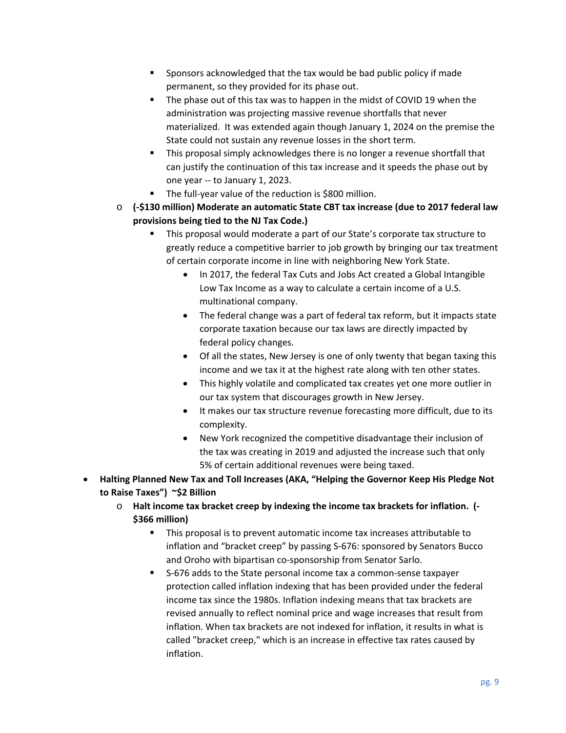- Sponsors acknowledged that the tax would be bad public policy if made permanent, so they provided for its phase out.
      - The phase out of this tax was to happen in the midst of COVID 19 when the administration was projecting massive revenue shortfalls that never materialized. It was extended again though January 1, 2024 on the premise the State could not sustain any revenue losses in the short term.
      - This proposal simply acknowledges there is no longer a revenue shortfall that can justify the continuation of this tax increase and it speeds the phase out by one year -- to January 1, 2023.
      - The full-year value of the reduction is $800 million.
   - **(-$130 million) Moderate an automatic State CBT tax increase (due to 2017 federal law provisions being tied to the NJ Tax Code.)**
      - This proposal would moderate a part of our State's corporate tax structure to greatly reduce a competitive barrier to job growth by bringing our tax treatment of certain corporate income in line with neighboring New York State.
         - In 2017, the federal Tax Cuts and Jobs Act created a Global Intangible Low Tax Income as a way to calculate a certain income of a U.S. multinational company.
         - The federal change was a part of federal tax reform, but it impacts state corporate taxation because our tax laws are directly impacted by federal policy changes.
         - Of all the states, New Jersey is one of only twenty that began taxing this income and we tax it at the highest rate along with ten other states.
         - This highly volatile and complicated tax creates yet one more outlier in our tax system that discourages growth in New Jersey.
         - It makes our tax structure revenue forecasting more difficult, due to its complexity.
         - New York recognized the competitive disadvantage their inclusion of the tax was creating in 2019 and adjusted the increase such that only 5% of certain additional revenues were being taxed.

- **Halting Planned New Tax and Toll Increases (AKA, "Helping the Governor Keep His Pledge Not to Raise Taxes") ~$2 Billion**
   - **Halt income tax bracket creep by indexing the income tax brackets for inflation. (-$366 million)**
      - This proposal is to prevent automatic income tax increases attributable to inflation and "bracket creep" by passing S-676: sponsored by Senators Bucco and Oroho with bipartisan co-sponsorship from Senator Sarlo.
      - S-676 adds to the State personal income tax a common-sense taxpayer protection called inflation indexing that has been provided under the federal income tax since the 1980s. Inflation indexing means that tax brackets are revised annually to reflect nominal price and wage increases that result from inflation. When tax brackets are not indexed for inflation, it results in what is called "bracket creep," which is an increase in effective tax rates caused by inflation.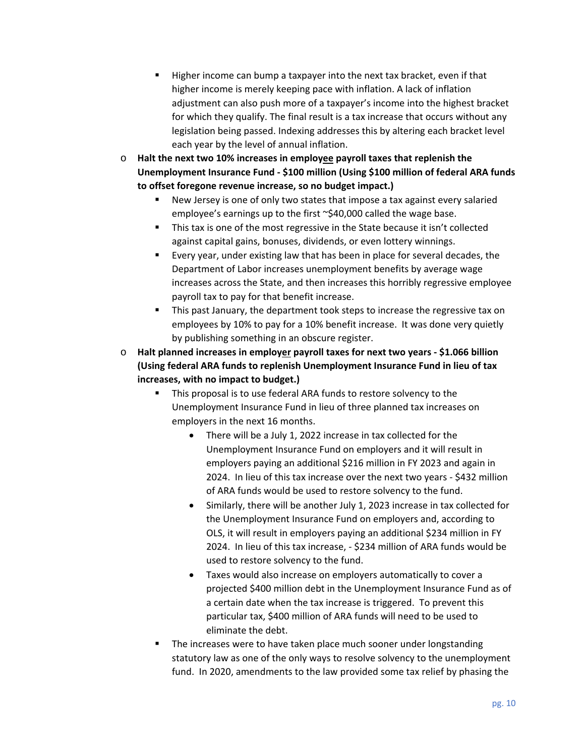- Higher income can bump a taxpayer into the next tax bracket, even if that higher income is merely keeping pace with inflation. A lack of inflation adjustment can also push more of a taxpayer's income into the highest bracket for which they qualify. The final result is a tax increase that occurs without any legislation being passed. Indexing addresses this by altering each bracket level each year by the level of annual inflation.
  - **Halt the next two 10% increases in employ<u>ee</u> payroll taxes that replenish the Unemployment Insurance Fund - $100 million (Using $100 million of federal ARA funds to offset foregone revenue increase, so no budget impact.)**
    - New Jersey is one of only two states that impose a tax against every salaried employee's earnings up to the first ~$40,000 called the wage base.
    - This tax is one of the most regressive in the State because it isn't collected against capital gains, bonuses, dividends, or even lottery winnings.
    - Every year, under existing law that has been in place for several decades, the Department of Labor increases unemployment benefits by average wage increases across the State, and then increases this horribly regressive employee payroll tax to pay for that benefit increase.
    - This past January, the department took steps to increase the regressive tax on employees by 10% to pay for a 10% benefit increase. It was done very quietly by publishing something in an obscure register.
  - **Halt planned increases in employ<u>er</u> payroll taxes for next two years - $1.066 billion (Using federal ARA funds to replenish Unemployment Insurance Fund in lieu of tax increases, with no impact to budget.)**
    - This proposal is to use federal ARA funds to restore solvency to the Unemployment Insurance Fund in lieu of three planned tax increases on employers in the next 16 months.
      - There will be a July 1, 2022 increase in tax collected for the Unemployment Insurance Fund on employers and it will result in employers paying an additional $216 million in FY 2023 and again in 2024. In lieu of this tax increase over the next two years - $432 million of ARA funds would be used to restore solvency to the fund.
      - Similarly, there will be another July 1, 2023 increase in tax collected for the Unemployment Insurance Fund on employers and, according to OLS, it will result in employers paying an additional $234 million in FY 2024. In lieu of this tax increase, - $234 million of ARA funds would be used to restore solvency to the fund.
      - Taxes would also increase on employers automatically to cover a projected $400 million debt in the Unemployment Insurance Fund as of a certain date when the tax increase is triggered. To prevent this particular tax, $400 million of ARA funds will need to be used to eliminate the debt.
    - The increases were to have taken place much sooner under longstanding statutory law as one of the only ways to resolve solvency to the unemployment fund. In 2020, amendments to the law provided some tax relief by phasing the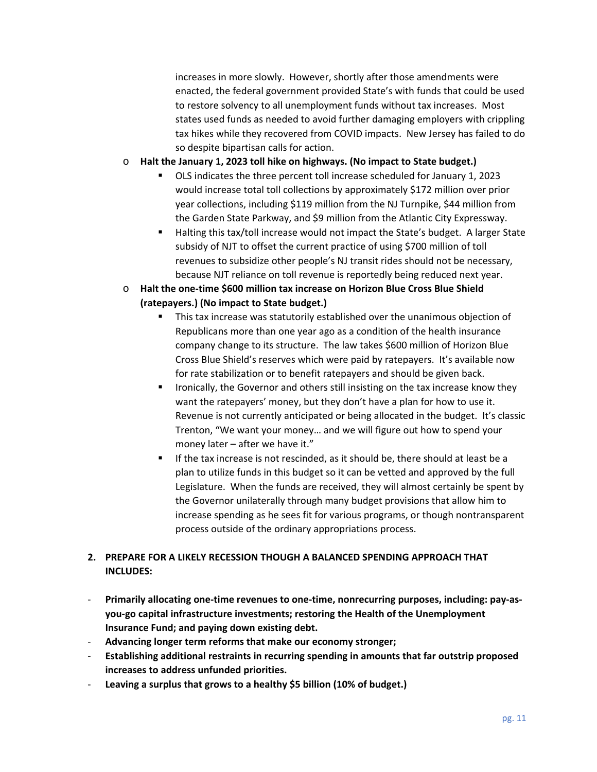increases in more slowly. However, shortly after those amendments were enacted, the federal government provided State's with funds that could be used to restore solvency to all unemployment funds without tax increases. Most states used funds as needed to avoid further damaging employers with crippling tax hikes while they recovered from COVID impacts. New Jersey has failed to do so despite bipartisan calls for action.

- **Halt the January 1, 2023 toll hike on highways. (No impact to State budget.)**
  - OLS indicates the three percent toll increase scheduled for January 1, 2023 would increase total toll collections by approximately $172 million over prior year collections, including $119 million from the NJ Turnpike, $44 million from the Garden State Parkway, and $9 million from the Atlantic City Expressway.
  - Halting this tax/toll increase would not impact the State's budget. A larger State subsidy of NJT to offset the current practice of using $700 million of toll revenues to subsidize other people's NJ transit rides should not be necessary, because NJT reliance on toll revenue is reportedly being reduced next year.
- **Halt the one-time $600 million tax increase on Horizon Blue Cross Blue Shield (ratepayers.) (No impact to State budget.)**
  - This tax increase was statutorily established over the unanimous objection of Republicans more than one year ago as a condition of the health insurance company change to its structure. The law takes $600 million of Horizon Blue Cross Blue Shield's reserves which were paid by ratepayers. It's available now for rate stabilization or to benefit ratepayers and should be given back.
  - Ironically, the Governor and others still insisting on the tax increase know they want the ratepayers' money, but they don't have a plan for how to use it. Revenue is not currently anticipated or being allocated in the budget. It's classic Trenton, "We want your money… and we will figure out how to spend your money later – after we have it."
  - If the tax increase is not rescinded, as it should be, there should at least be a plan to utilize funds in this budget so it can be vetted and approved by the full Legislature. When the funds are received, they will almost certainly be spent by the Governor unilaterally through many budget provisions that allow him to increase spending as he sees fit for various programs, or though nontransparent process outside of the ordinary appropriations process.

**2. PREPARE FOR A LIKELY RECESSION THOUGH A BALANCED SPENDING APPROACH THAT INCLUDES:**

- **Primarily allocating one-time revenues to one-time, nonrecurring purposes, including: pay-as-you-go capital infrastructure investments; restoring the Health of the Unemployment Insurance Fund; and paying down existing debt.**
- **Advancing longer term reforms that make our economy stronger;**
- **Establishing additional restraints in recurring spending in amounts that far outstrip proposed increases to address unfunded priorities.**
- **Leaving a surplus that grows to a healthy $5 billion (10% of budget.)**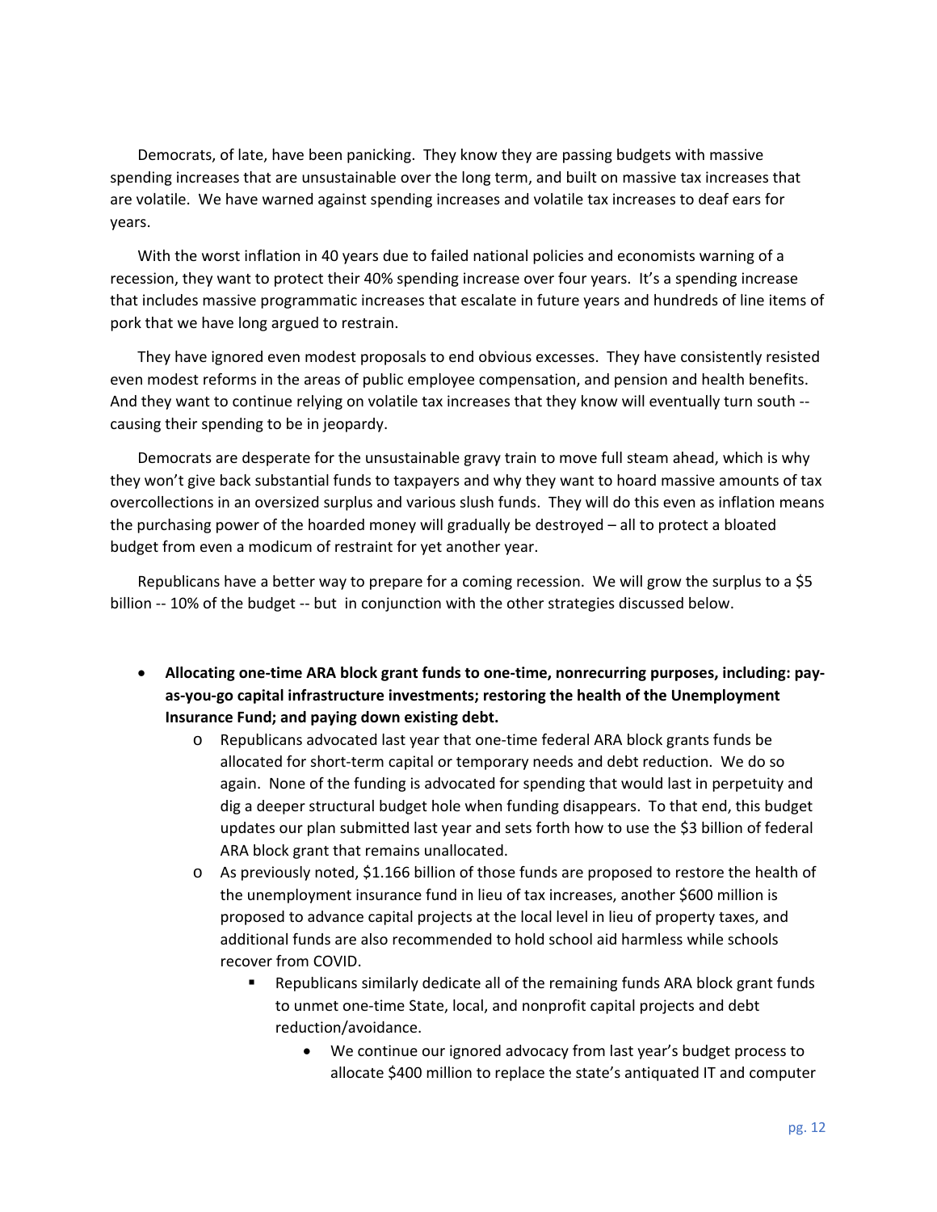Democrats, of late, have been panicking. They know they are passing budgets with massive spending increases that are unsustainable over the long term, and built on massive tax increases that are volatile. We have warned against spending increases and volatile tax increases to deaf ears for years.

With the worst inflation in 40 years due to failed national policies and economists warning of a recession, they want to protect their 40% spending increase over four years. It's a spending increase that includes massive programmatic increases that escalate in future years and hundreds of line items of pork that we have long argued to restrain.

They have ignored even modest proposals to end obvious excesses. They have consistently resisted even modest reforms in the areas of public employee compensation, and pension and health benefits. And they want to continue relying on volatile tax increases that they know will eventually turn south -- causing their spending to be in jeopardy.

Democrats are desperate for the unsustainable gravy train to move full steam ahead, which is why they won't give back substantial funds to taxpayers and why they want to hoard massive amounts of tax overcollections in an oversized surplus and various slush funds. They will do this even as inflation means the purchasing power of the hoarded money will gradually be destroyed – all to protect a bloated budget from even a modicum of restraint for yet another year.

Republicans have a better way to prepare for a coming recession. We will grow the surplus to a $5 billion -- 10% of the budget -- but in conjunction with the other strategies discussed below.

- **Allocating one-time ARA block grant funds to one-time, nonrecurring purposes, including: pay-as-you-go capital infrastructure investments; restoring the health of the Unemployment Insurance Fund; and paying down existing debt.**
  - Republicans advocated last year that one-time federal ARA block grants funds be allocated for short-term capital or temporary needs and debt reduction. We do so again. None of the funding is advocated for spending that would last in perpetuity and dig a deeper structural budget hole when funding disappears. To that end, this budget updates our plan submitted last year and sets forth how to use the $3 billion of federal ARA block grant that remains unallocated.
  - As previously noted, $1.166 billion of those funds are proposed to restore the health of the unemployment insurance fund in lieu of tax increases, another $600 million is proposed to advance capital projects at the local level in lieu of property taxes, and additional funds are also recommended to hold school aid harmless while schools recover from COVID.
    - Republicans similarly dedicate all of the remaining funds ARA block grant funds to unmet one-time State, local, and nonprofit capital projects and debt reduction/avoidance.
      - We continue our ignored advocacy from last year's budget process to allocate $400 million to replace the state's antiquated IT and computer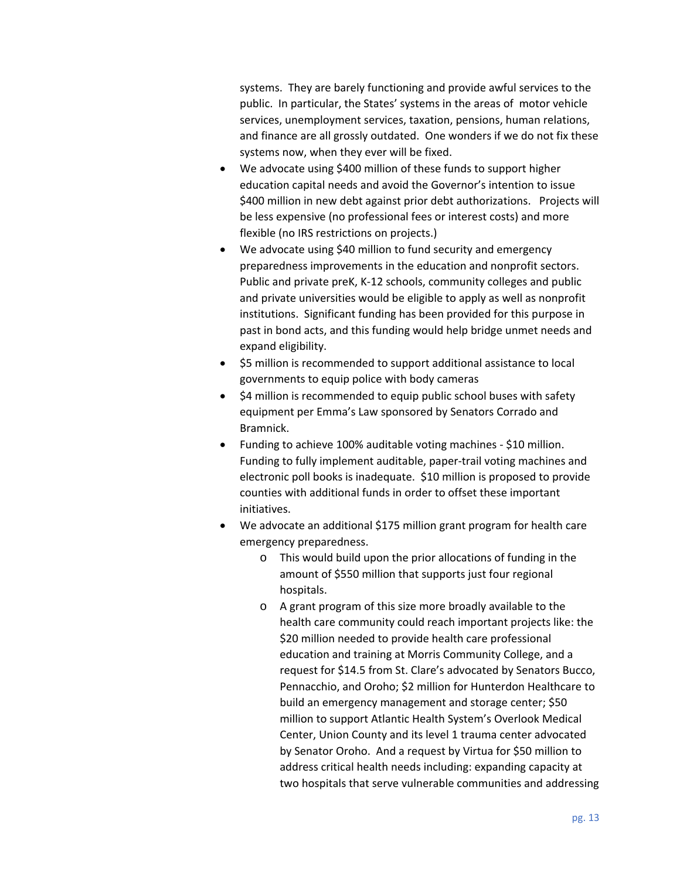systems. They are barely functioning and provide awful services to the public. In particular, the States' systems in the areas of motor vehicle services, unemployment services, taxation, pensions, human relations, and finance are all grossly outdated. One wonders if we do not fix these systems now, when they ever will be fixed.

- We advocate using $400 million of these funds to support higher education capital needs and avoid the Governor's intention to issue $400 million in new debt against prior debt authorizations. Projects will be less expensive (no professional fees or interest costs) and more flexible (no IRS restrictions on projects.)
- We advocate using $40 million to fund security and emergency preparedness improvements in the education and nonprofit sectors. Public and private preK, K-12 schools, community colleges and public and private universities would be eligible to apply as well as nonprofit institutions. Significant funding has been provided for this purpose in past in bond acts, and this funding would help bridge unmet needs and expand eligibility.
- $5 million is recommended to support additional assistance to local governments to equip police with body cameras
- $4 million is recommended to equip public school buses with safety equipment per Emma's Law sponsored by Senators Corrado and Bramnick.
- Funding to achieve 100% auditable voting machines - $10 million. Funding to fully implement auditable, paper-trail voting machines and electronic poll books is inadequate. $10 million is proposed to provide counties with additional funds in order to offset these important initiatives.
- We advocate an additional $175 million grant program for health care emergency preparedness.
    - This would build upon the prior allocations of funding in the amount of $550 million that supports just four regional hospitals.
    - A grant program of this size more broadly available to the health care community could reach important projects like: the $20 million needed to provide health care professional education and training at Morris Community College, and a request for $14.5 from St. Clare's advocated by Senators Bucco, Pennacchio, and Oroho; $2 million for Hunterdon Healthcare to build an emergency management and storage center; $50 million to support Atlantic Health System's Overlook Medical Center, Union County and its level 1 trauma center advocated by Senator Oroho. And a request by Virtua for $50 million to address critical health needs including: expanding capacity at two hospitals that serve vulnerable communities and addressing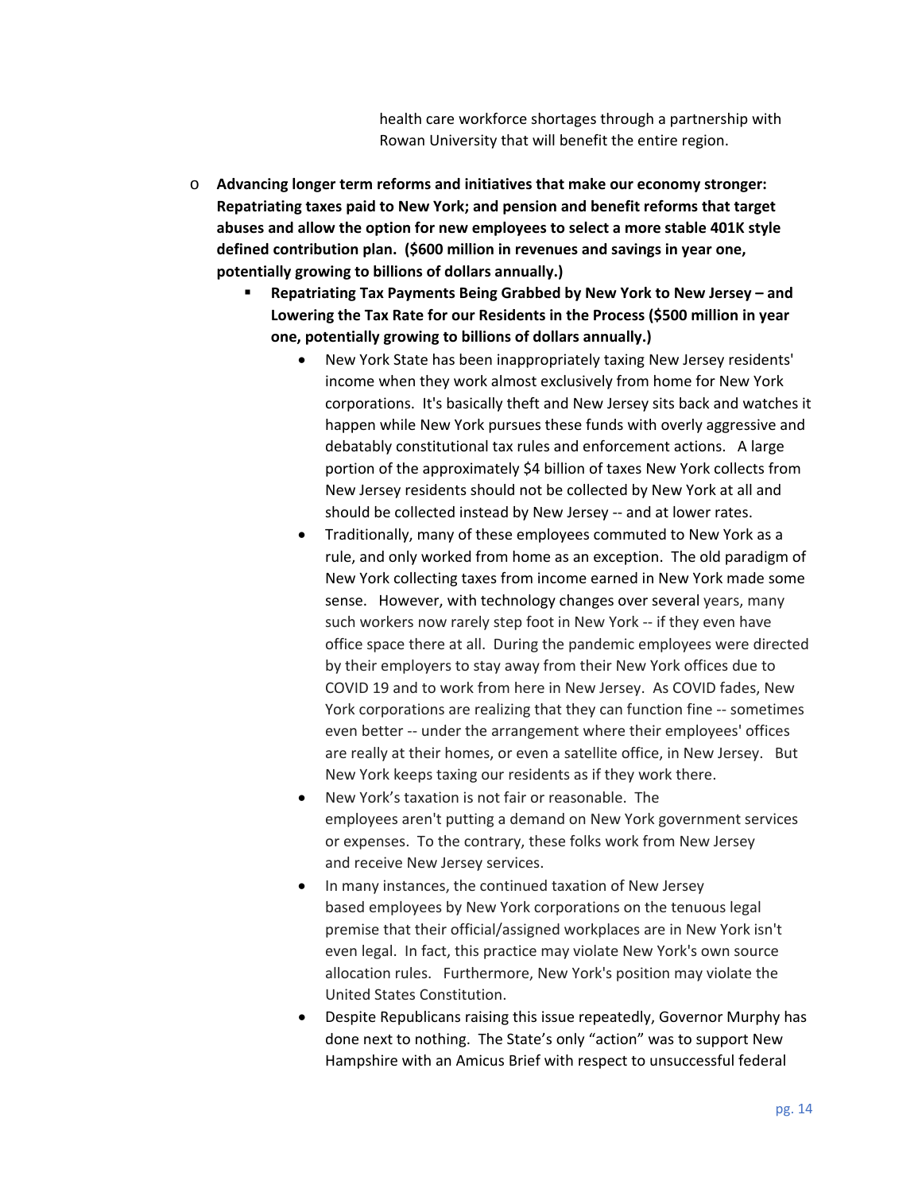health care workforce shortages through a partnership with Rowan University that will benefit the entire region.

- **Advancing longer term reforms and initiatives that make our economy stronger: Repatriating taxes paid to New York; and pension and benefit reforms that target abuses and allow the option for new employees to select a more stable 401K style defined contribution plan. ($600 million in revenues and savings in year one, potentially growing to billions of dollars annually.)**
  - **Repatriating Tax Payments Being Grabbed by New York to New Jersey – and Lowering the Tax Rate for our Residents in the Process ($500 million in year one, potentially growing to billions of dollars annually.)**
    - New York State has been inappropriately taxing New Jersey residents' income when they work almost exclusively from home for New York corporations. It's basically theft and New Jersey sits back and watches it happen while New York pursues these funds with overly aggressive and debatably constitutional tax rules and enforcement actions. A large portion of the approximately $4 billion of taxes New York collects from New Jersey residents should not be collected by New York at all and should be collected instead by New Jersey -- and at lower rates.
    - Traditionally, many of these employees commuted to New York as a rule, and only worked from home as an exception. The old paradigm of New York collecting taxes from income earned in New York made some sense. However, with technology changes over several years, many such workers now rarely step foot in New York -- if they even have office space there at all. During the pandemic employees were directed by their employers to stay away from their New York offices due to COVID 19 and to work from here in New Jersey. As COVID fades, New York corporations are realizing that they can function fine -- sometimes even better -- under the arrangement where their employees' offices are really at their homes, or even a satellite office, in New Jersey. But New York keeps taxing our residents as if they work there.
    - New York's taxation is not fair or reasonable. The employees aren't putting a demand on New York government services or expenses. To the contrary, these folks work from New Jersey and receive New Jersey services.
    - In many instances, the continued taxation of New Jersey based employees by New York corporations on the tenuous legal premise that their official/assigned workplaces are in New York isn't even legal. In fact, this practice may violate New York's own source allocation rules. Furthermore, New York's position may violate the United States Constitution.
    - Despite Republicans raising this issue repeatedly, Governor Murphy has done next to nothing. The State's only "action" was to support New Hampshire with an Amicus Brief with respect to unsuccessful federal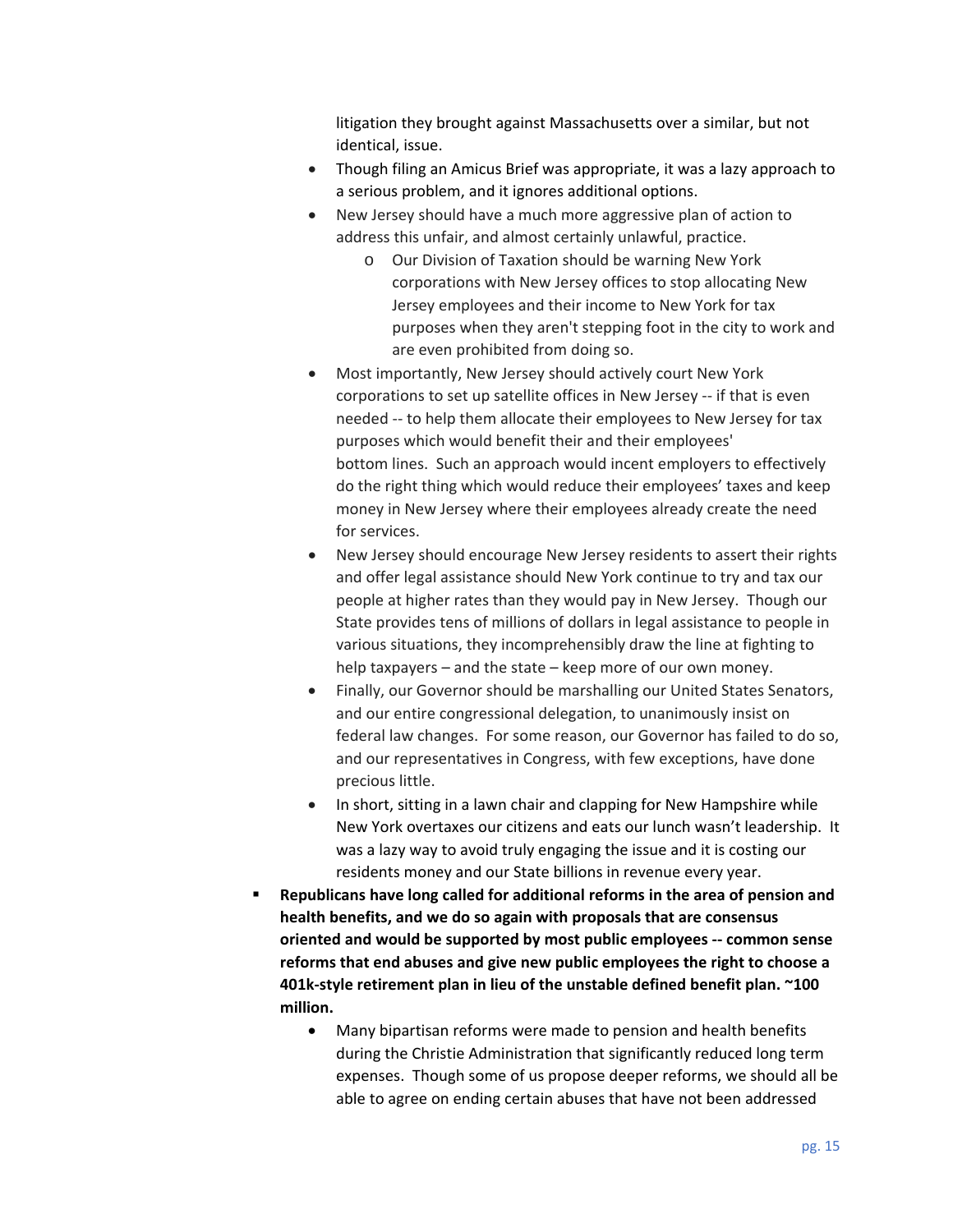litigation they brought against Massachusetts over a similar, but not identical, issue.

- Though filing an Amicus Brief was appropriate, it was a lazy approach to a serious problem, and it ignores additional options.
- New Jersey should have a much more aggressive plan of action to address this unfair, and almost certainly unlawful, practice.
  - Our Division of Taxation should be warning New York corporations with New Jersey offices to stop allocating New Jersey employees and their income to New York for tax purposes when they aren't stepping foot in the city to work and are even prohibited from doing so.
- Most importantly, New Jersey should actively court New York corporations to set up satellite offices in New Jersey -- if that is even needed -- to help them allocate their employees to New Jersey for tax purposes which would benefit their and their employees' bottom lines. Such an approach would incent employers to effectively do the right thing which would reduce their employees' taxes and keep money in New Jersey where their employees already create the need for services.
- New Jersey should encourage New Jersey residents to assert their rights and offer legal assistance should New York continue to try and tax our people at higher rates than they would pay in New Jersey. Though our State provides tens of millions of dollars in legal assistance to people in various situations, they incomprehensibly draw the line at fighting to help taxpayers – and the state – keep more of our own money.
- Finally, our Governor should be marshalling our United States Senators, and our entire congressional delegation, to unanimously insist on federal law changes. For some reason, our Governor has failed to do so, and our representatives in Congress, with few exceptions, have done precious little.
- In short, sitting in a lawn chair and clapping for New Hampshire while New York overtaxes our citizens and eats our lunch wasn't leadership. It was a lazy way to avoid truly engaging the issue and it is costing our residents money and our State billions in revenue every year.

- **Republicans have long called for additional reforms in the area of pension and health benefits, and we do so again with proposals that are consensus oriented and would be supported by most public employees -- common sense reforms that end abuses and give new public employees the right to choose a 401k-style retirement plan in lieu of the unstable defined benefit plan. ~100 million.**
  - Many bipartisan reforms were made to pension and health benefits during the Christie Administration that significantly reduced long term expenses. Though some of us propose deeper reforms, we should all be able to agree on ending certain abuses that have not been addressed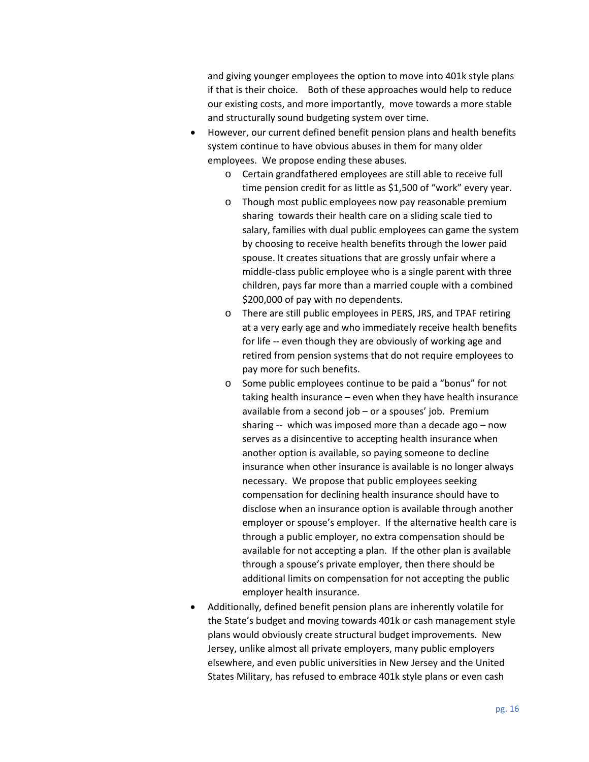and giving younger employees the option to move into 401k style plans if that is their choice. Both of these approaches would help to reduce our existing costs, and more importantly, move towards a more stable and structurally sound budgeting system over time.

- However, our current defined benefit pension plans and health benefits system continue to have obvious abuses in them for many older employees. We propose ending these abuses.
  - Certain grandfathered employees are still able to receive full time pension credit for as little as $1,500 of "work" every year.
  - Though most public employees now pay reasonable premium sharing towards their health care on a sliding scale tied to salary, families with dual public employees can game the system by choosing to receive health benefits through the lower paid spouse. It creates situations that are grossly unfair where a middle-class public employee who is a single parent with three children, pays far more than a married couple with a combined $200,000 of pay with no dependents.
  - There are still public employees in PERS, JRS, and TPAF retiring at a very early age and who immediately receive health benefits for life -- even though they are obviously of working age and retired from pension systems that do not require employees to pay more for such benefits.
  - Some public employees continue to be paid a "bonus" for not taking health insurance – even when they have health insurance available from a second job – or a spouses' job. Premium sharing -- which was imposed more than a decade ago – now serves as a disincentive to accepting health insurance when another option is available, so paying someone to decline insurance when other insurance is available is no longer always necessary. We propose that public employees seeking compensation for declining health insurance should have to disclose when an insurance option is available through another employer or spouse's employer. If the alternative health care is through a public employer, no extra compensation should be available for not accepting a plan. If the other plan is available through a spouse's private employer, then there should be additional limits on compensation for not accepting the public employer health insurance.
- Additionally, defined benefit pension plans are inherently volatile for the State's budget and moving towards 401k or cash management style plans would obviously create structural budget improvements. New Jersey, unlike almost all private employers, many public employers elsewhere, and even public universities in New Jersey and the United States Military, has refused to embrace 401k style plans or even cash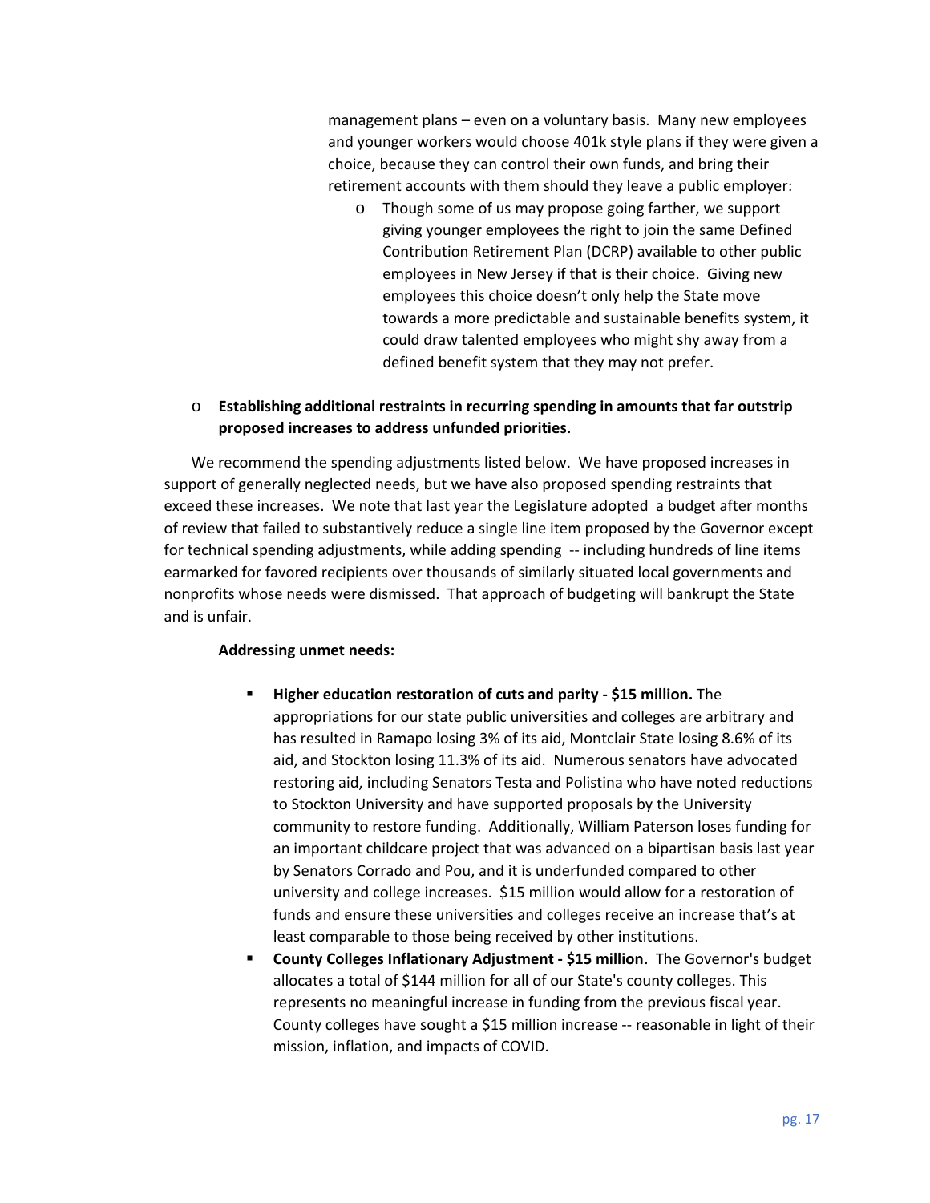management plans – even on a voluntary basis. Many new employees and younger workers would choose 401k style plans if they were given a choice, because they can control their own funds, and bring their retirement accounts with them should they leave a public employer:

- Though some of us may propose going farther, we support giving younger employees the right to join the same Defined Contribution Retirement Plan (DCRP) available to other public employees in New Jersey if that is their choice. Giving new employees this choice doesn't only help the State move towards a more predictable and sustainable benefits system, it could draw talented employees who might shy away from a defined benefit system that they may not prefer.

- **Establishing additional restraints in recurring spending in amounts that far outstrip proposed increases to address unfunded priorities.**

We recommend the spending adjustments listed below. We have proposed increases in support of generally neglected needs, but we have also proposed spending restraints that exceed these increases. We note that last year the Legislature adopted a budget after months of review that failed to substantively reduce a single line item proposed by the Governor except for technical spending adjustments, while adding spending -- including hundreds of line items earmarked for favored recipients over thousands of similarly situated local governments and nonprofits whose needs were dismissed. That approach of budgeting will bankrupt the State and is unfair.

**Addressing unmet needs:**

- **Higher education restoration of cuts and parity - $15 million.** The appropriations for our state public universities and colleges are arbitrary and has resulted in Ramapo losing 3% of its aid, Montclair State losing 8.6% of its aid, and Stockton losing 11.3% of its aid. Numerous senators have advocated restoring aid, including Senators Testa and Polistina who have noted reductions to Stockton University and have supported proposals by the University community to restore funding. Additionally, William Paterson loses funding for an important childcare project that was advanced on a bipartisan basis last year by Senators Corrado and Pou, and it is underfunded compared to other university and college increases. $15 million would allow for a restoration of funds and ensure these universities and colleges receive an increase that's at least comparable to those being received by other institutions.
- **County Colleges Inflationary Adjustment - $15 million.** The Governor's budget allocates a total of $144 million for all of our State's county colleges. This represents no meaningful increase in funding from the previous fiscal year. County colleges have sought a $15 million increase -- reasonable in light of their mission, inflation, and impacts of COVID.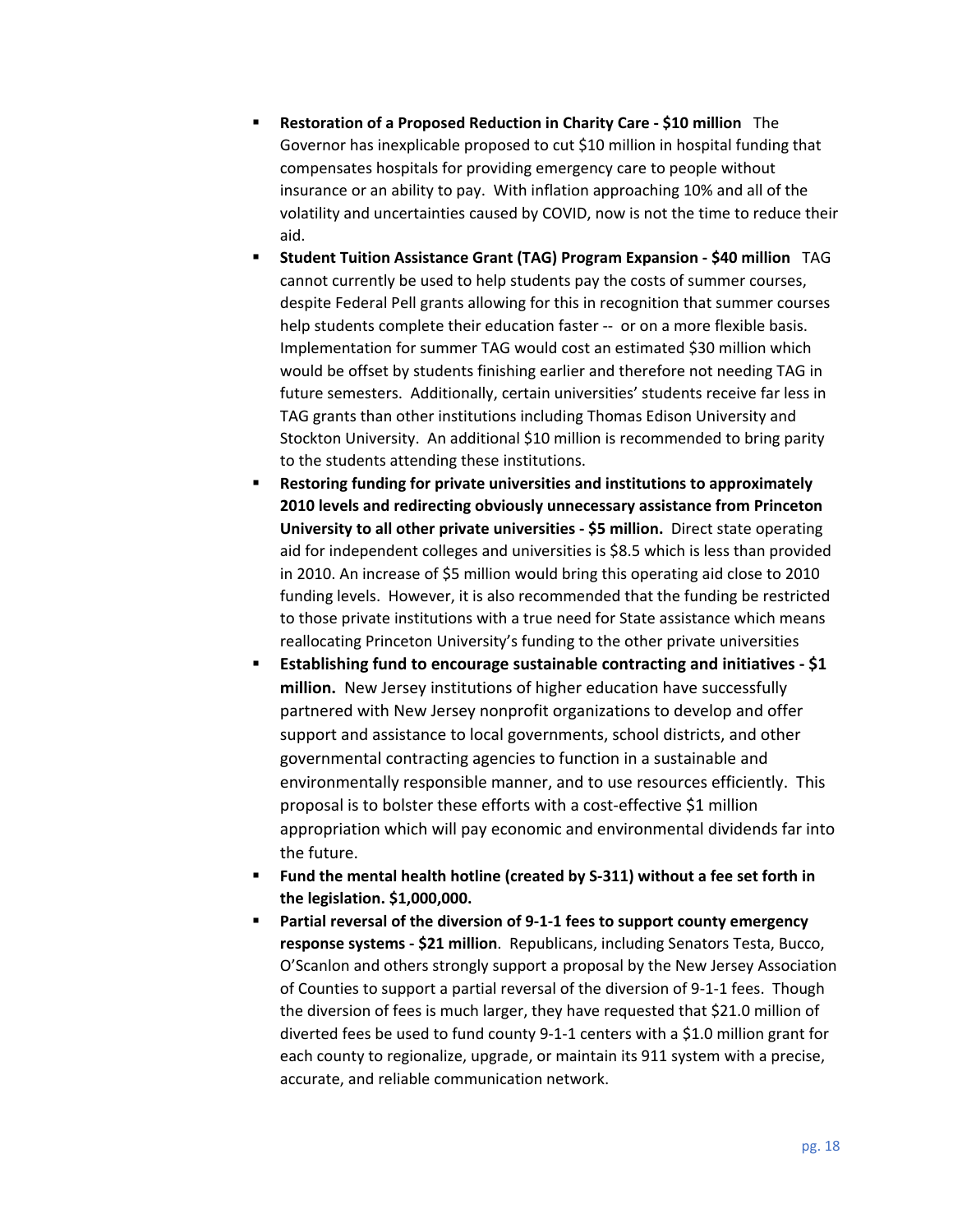- **Restoration of a Proposed Reduction in Charity Care - $10 million** The Governor has inexplicable proposed to cut $10 million in hospital funding that compensates hospitals for providing emergency care to people without insurance or an ability to pay. With inflation approaching 10% and all of the volatility and uncertainties caused by COVID, now is not the time to reduce their aid.
- **Student Tuition Assistance Grant (TAG) Program Expansion - $40 million** TAG cannot currently be used to help students pay the costs of summer courses, despite Federal Pell grants allowing for this in recognition that summer courses help students complete their education faster -- or on a more flexible basis. Implementation for summer TAG would cost an estimated $30 million which would be offset by students finishing earlier and therefore not needing TAG in future semesters. Additionally, certain universities' students receive far less in TAG grants than other institutions including Thomas Edison University and Stockton University. An additional $10 million is recommended to bring parity to the students attending these institutions.
- **Restoring funding for private universities and institutions to approximately 2010 levels and redirecting obviously unnecessary assistance from Princeton University to all other private universities - $5 million.** Direct state operating aid for independent colleges and universities is $8.5 which is less than provided in 2010. An increase of $5 million would bring this operating aid close to 2010 funding levels. However, it is also recommended that the funding be restricted to those private institutions with a true need for State assistance which means reallocating Princeton University's funding to the other private universities
- **Establishing fund to encourage sustainable contracting and initiatives - $1 million.** New Jersey institutions of higher education have successfully partnered with New Jersey nonprofit organizations to develop and offer support and assistance to local governments, school districts, and other governmental contracting agencies to function in a sustainable and environmentally responsible manner, and to use resources efficiently. This proposal is to bolster these efforts with a cost-effective $1 million appropriation which will pay economic and environmental dividends far into the future.
- **Fund the mental health hotline (created by S-311) without a fee set forth in the legislation. $1,000,000.**
- **Partial reversal of the diversion of 9-1-1 fees to support county emergency response systems - $21 million**. Republicans, including Senators Testa, Bucco, O'Scanlon and others strongly support a proposal by the New Jersey Association of Counties to support a partial reversal of the diversion of 9-1-1 fees. Though the diversion of fees is much larger, they have requested that $21.0 million of diverted fees be used to fund county 9-1-1 centers with a $1.0 million grant for each county to regionalize, upgrade, or maintain its 911 system with a precise, accurate, and reliable communication network.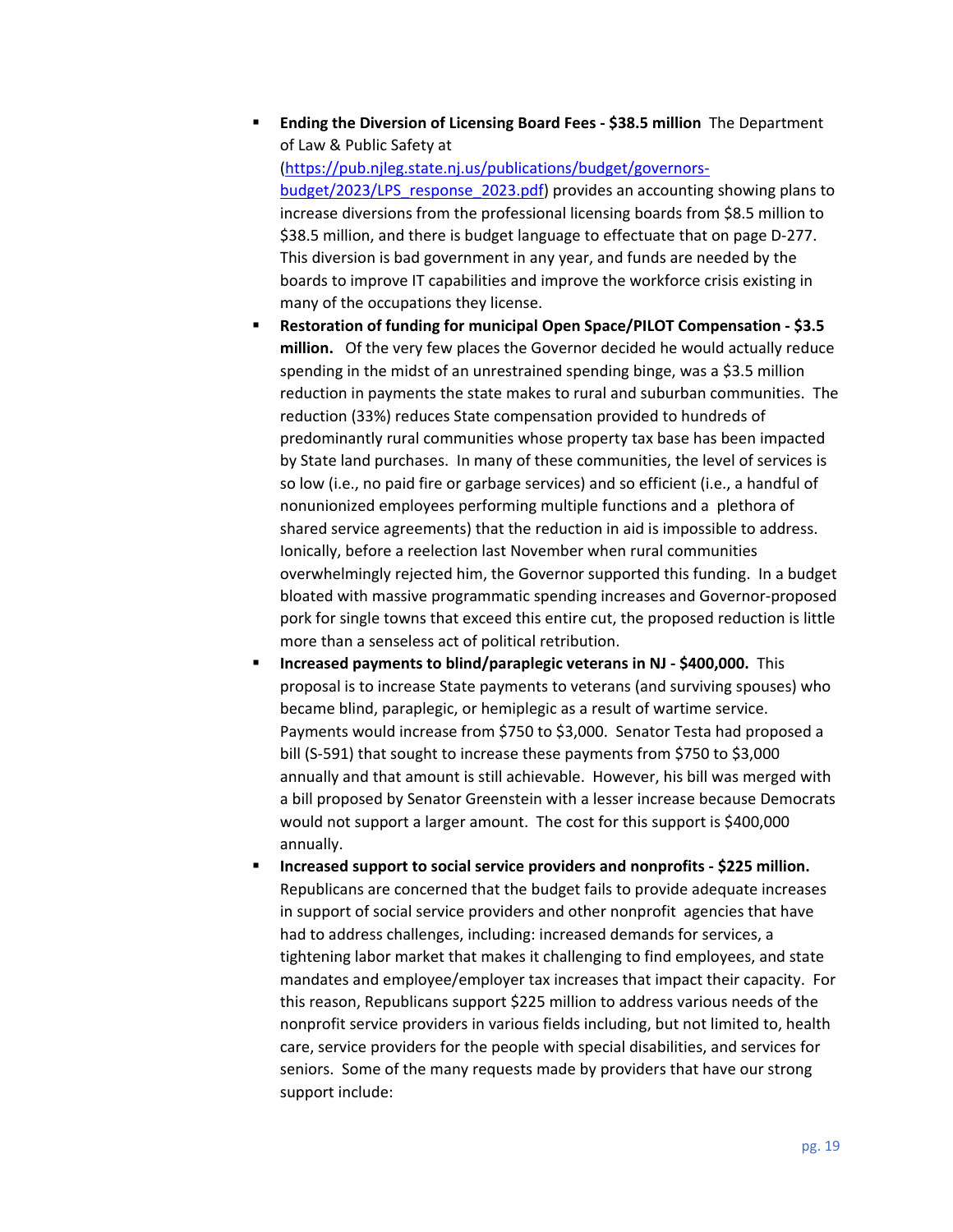- **Ending the Diversion of Licensing Board Fees - $38.5 million** The Department of Law & Public Safety at ([https://pub.njleg.state.nj.us/publications/budget/governors-budget/2023/LPS_response_2023.pdf](https://pub.njleg.state.nj.us/publications/budget/governors-budget/2023/LPS_response_2023.pdf)) provides an accounting showing plans to increase diversions from the professional licensing boards from $8.5 million to $38.5 million, and there is budget language to effectuate that on page D-277. This diversion is bad government in any year, and funds are needed by the boards to improve IT capabilities and improve the workforce crisis existing in many of the occupations they license.
- **Restoration of funding for municipal Open Space/PILOT Compensation - $3.5 million.** Of the very few places the Governor decided he would actually reduce spending in the midst of an unrestrained spending binge, was a $3.5 million reduction in payments the state makes to rural and suburban communities. The reduction (33%) reduces State compensation provided to hundreds of predominantly rural communities whose property tax base has been impacted by State land purchases. In many of these communities, the level of services is so low (i.e., no paid fire or garbage services) and so efficient (i.e., a handful of nonunionized employees performing multiple functions and a plethora of shared service agreements) that the reduction in aid is impossible to address. Ionically, before a reelection last November when rural communities overwhelmingly rejected him, the Governor supported this funding. In a budget bloated with massive programmatic spending increases and Governor-proposed pork for single towns that exceed this entire cut, the proposed reduction is little more than a senseless act of political retribution.
- **Increased payments to blind/paraplegic veterans in NJ - $400,000.** This proposal is to increase State payments to veterans (and surviving spouses) who became blind, paraplegic, or hemiplegic as a result of wartime service. Payments would increase from $750 to $3,000. Senator Testa had proposed a bill (S-591) that sought to increase these payments from $750 to $3,000 annually and that amount is still achievable. However, his bill was merged with a bill proposed by Senator Greenstein with a lesser increase because Democrats would not support a larger amount. The cost for this support is $400,000 annually.
- **Increased support to social service providers and nonprofits - $225 million.** Republicans are concerned that the budget fails to provide adequate increases in support of social service providers and other nonprofit agencies that have had to address challenges, including: increased demands for services, a tightening labor market that makes it challenging to find employees, and state mandates and employee/employer tax increases that impact their capacity. For this reason, Republicans support $225 million to address various needs of the nonprofit service providers in various fields including, but not limited to, health care, service providers for the people with special disabilities, and services for seniors. Some of the many requests made by providers that have our strong support include: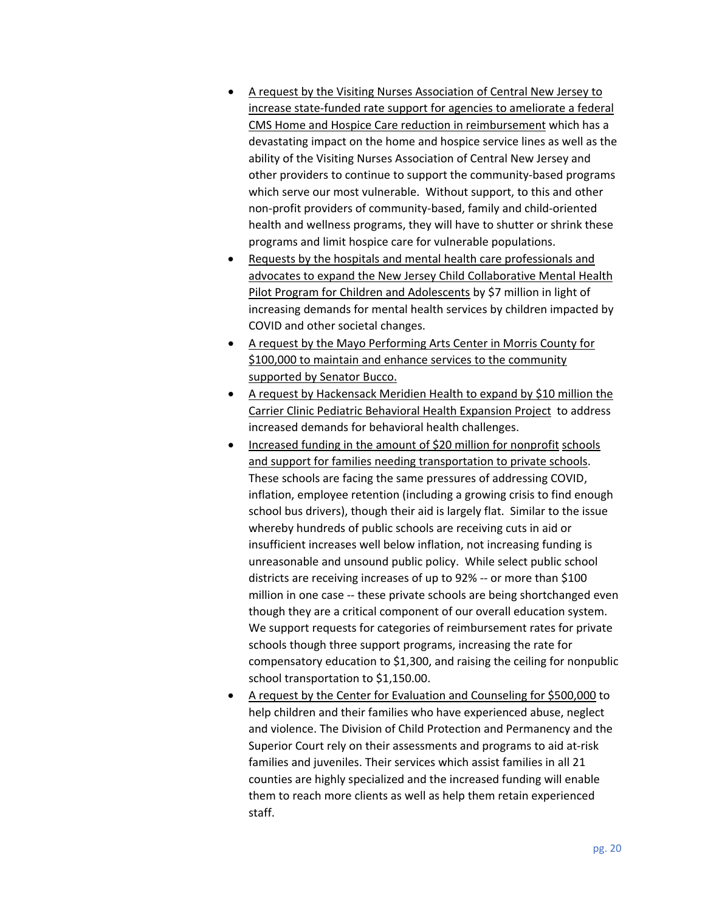- A request by the Visiting Nurses Association of Central New Jersey to increase state-funded rate support for agencies to ameliorate a federal CMS Home and Hospice Care reduction in reimbursement which has a devastating impact on the home and hospice service lines as well as the ability of the Visiting Nurses Association of Central New Jersey and other providers to continue to support the community-based programs which serve our most vulnerable. Without support, to this and other non-profit providers of community-based, family and child-oriented health and wellness programs, they will have to shutter or shrink these programs and limit hospice care for vulnerable populations.
- Requests by the hospitals and mental health care professionals and advocates to expand the New Jersey Child Collaborative Mental Health Pilot Program for Children and Adolescents by $7 million in light of increasing demands for mental health services by children impacted by COVID and other societal changes.
- A request by the Mayo Performing Arts Center in Morris County for $100,000 to maintain and enhance services to the community supported by Senator Bucco.
- A request by Hackensack Meridien Health to expand by $10 million the Carrier Clinic Pediatric Behavioral Health Expansion Project to address increased demands for behavioral health challenges.
- Increased funding in the amount of $20 million for nonprofit schools and support for families needing transportation to private schools. These schools are facing the same pressures of addressing COVID, inflation, employee retention (including a growing crisis to find enough school bus drivers), though their aid is largely flat. Similar to the issue whereby hundreds of public schools are receiving cuts in aid or insufficient increases well below inflation, not increasing funding is unreasonable and unsound public policy. While select public school districts are receiving increases of up to 92% -- or more than $100 million in one case -- these private schools are being shortchanged even though they are a critical component of our overall education system. We support requests for categories of reimbursement rates for private schools though three support programs, increasing the rate for compensatory education to $1,300, and raising the ceiling for nonpublic school transportation to $1,150.00.
- A request by the Center for Evaluation and Counseling for $500,000 to help children and their families who have experienced abuse, neglect and violence. The Division of Child Protection and Permanency and the Superior Court rely on their assessments and programs to aid at-risk families and juveniles. Their services which assist families in all 21 counties are highly specialized and the increased funding will enable them to reach more clients as well as help them retain experienced staff.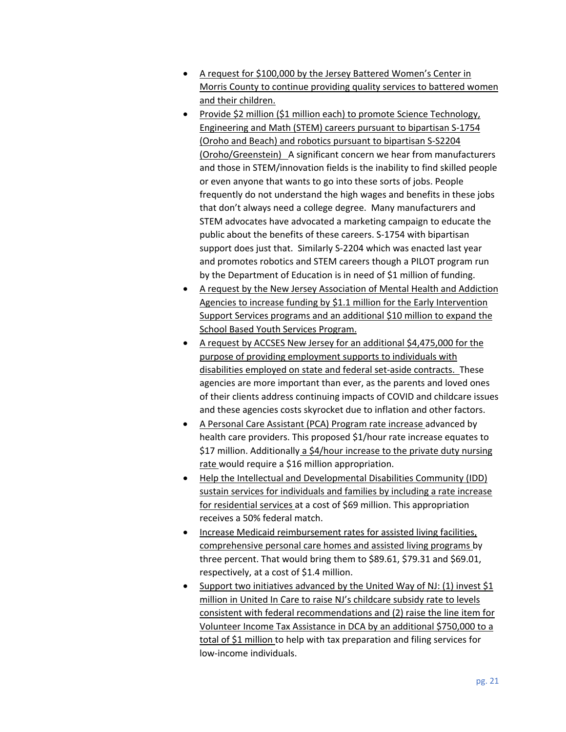- A request for $100,000 by the Jersey Battered Women's Center in Morris County to continue providing quality services to battered women and their children.
- Provide $2 million ($1 million each) to promote Science Technology, Engineering and Math (STEM) careers pursuant to bipartisan S-1754 (Oroho and Beach) and robotics pursuant to bipartisan S-S2204 (Oroho/Greenstein) A significant concern we hear from manufacturers and those in STEM/innovation fields is the inability to find skilled people or even anyone that wants to go into these sorts of jobs. People frequently do not understand the high wages and benefits in these jobs that don't always need a college degree. Many manufacturers and STEM advocates have advocated a marketing campaign to educate the public about the benefits of these careers. S-1754 with bipartisan support does just that. Similarly S-2204 which was enacted last year and promotes robotics and STEM careers though a PILOT program run by the Department of Education is in need of $1 million of funding.
- A request by the New Jersey Association of Mental Health and Addiction Agencies to increase funding by $1.1 million for the Early Intervention Support Services programs and an additional $10 million to expand the School Based Youth Services Program.
- A request by ACCSES New Jersey for an additional $4,475,000 for the purpose of providing employment supports to individuals with disabilities employed on state and federal set-aside contracts. These agencies are more important than ever, as the parents and loved ones of their clients address continuing impacts of COVID and childcare issues and these agencies costs skyrocket due to inflation and other factors.
- A Personal Care Assistant (PCA) Program rate increase advanced by health care providers. This proposed $1/hour rate increase equates to $17 million. Additionally a $4/hour increase to the private duty nursing rate would require a $16 million appropriation.
- Help the Intellectual and Developmental Disabilities Community (IDD) sustain services for individuals and families by including a rate increase for residential services at a cost of $69 million. This appropriation receives a 50% federal match.
- Increase Medicaid reimbursement rates for assisted living facilities, comprehensive personal care homes and assisted living programs by three percent. That would bring them to $89.61, $79.31 and $69.01, respectively, at a cost of $1.4 million.
- Support two initiatives advanced by the United Way of NJ: (1) invest $1 million in United In Care to raise NJ's childcare subsidy rate to levels consistent with federal recommendations and (2) raise the line item for Volunteer Income Tax Assistance in DCA by an additional $750,000 to a total of $1 million to help with tax preparation and filing services for low-income individuals.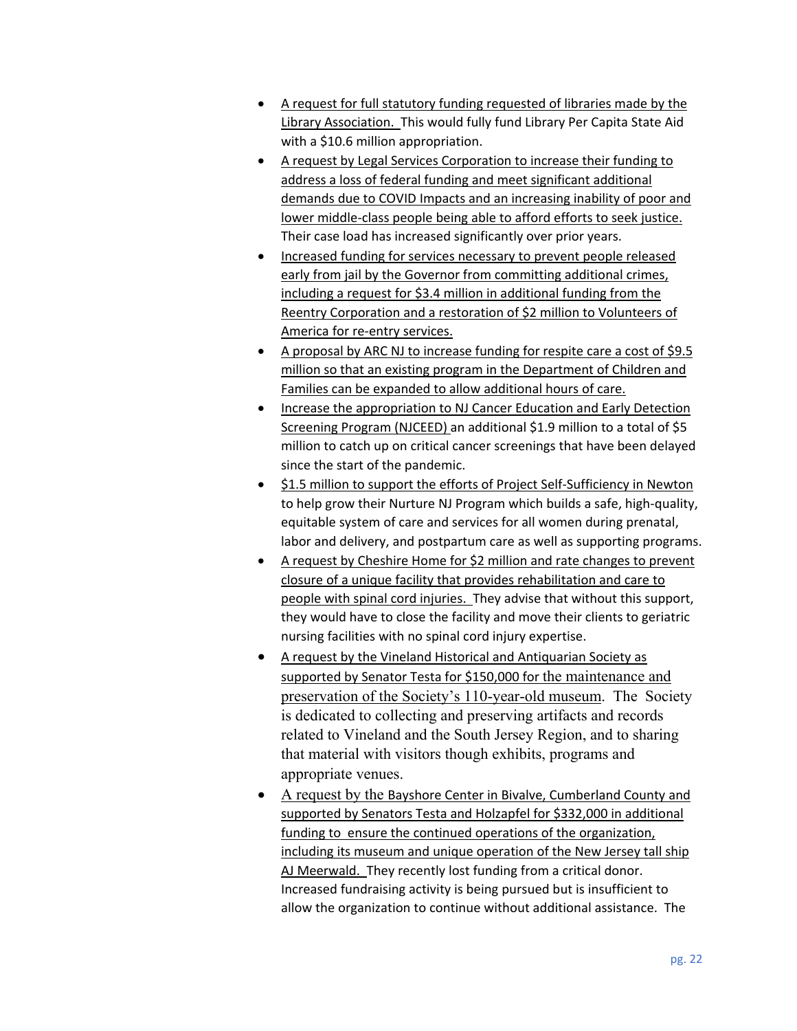- A request for full statutory funding requested of libraries made by the Library Association. This would fully fund Library Per Capita State Aid with a $10.6 million appropriation.
- A request by Legal Services Corporation to increase their funding to address a loss of federal funding and meet significant additional demands due to COVID Impacts and an increasing inability of poor and lower middle-class people being able to afford efforts to seek justice. Their case load has increased significantly over prior years.
- Increased funding for services necessary to prevent people released early from jail by the Governor from committing additional crimes, including a request for $3.4 million in additional funding from the Reentry Corporation and a restoration of $2 million to Volunteers of America for re-entry services.
- A proposal by ARC NJ to increase funding for respite care a cost of $9.5 million so that an existing program in the Department of Children and Families can be expanded to allow additional hours of care.
- Increase the appropriation to NJ Cancer Education and Early Detection Screening Program (NJCEED) an additional $1.9 million to a total of $5 million to catch up on critical cancer screenings that have been delayed since the start of the pandemic.
- $1.5 million to support the efforts of Project Self-Sufficiency in Newton to help grow their Nurture NJ Program which builds a safe, high-quality, equitable system of care and services for all women during prenatal, labor and delivery, and postpartum care as well as supporting programs.
- A request by Cheshire Home for $2 million and rate changes to prevent closure of a unique facility that provides rehabilitation and care to people with spinal cord injuries. They advise that without this support, they would have to close the facility and move their clients to geriatric nursing facilities with no spinal cord injury expertise.
- A request by the Vineland Historical and Antiquarian Society as supported by Senator Testa for $150,000 for the maintenance and preservation of the Society's 110-year-old museum. The Society is dedicated to collecting and preserving artifacts and records related to Vineland and the South Jersey Region, and to sharing that material with visitors though exhibits, programs and appropriate venues.
- A request by the Bayshore Center in Bivalve, Cumberland County and supported by Senators Testa and Holzapfel for $332,000 in additional funding to ensure the continued operations of the organization, including its museum and unique operation of the New Jersey tall ship AJ Meerwald. They recently lost funding from a critical donor. Increased fundraising activity is being pursued but is insufficient to allow the organization to continue without additional assistance. The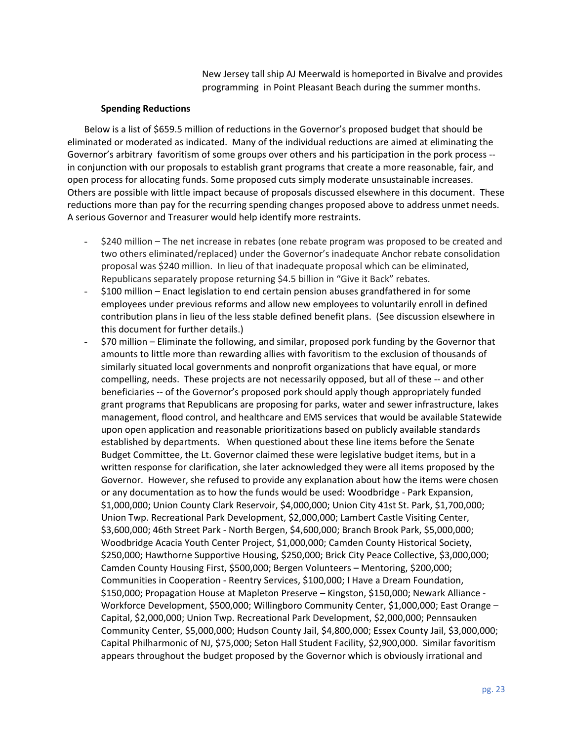New Jersey tall ship AJ Meerwald is homeported in Bivalve and provides programming in Point Pleasant Beach during the summer months.

**Spending Reductions**

Below is a list of $659.5 million of reductions in the Governor's proposed budget that should be eliminated or moderated as indicated. Many of the individual reductions are aimed at eliminating the Governor's arbitrary favoritism of some groups over others and his participation in the pork process -- in conjunction with our proposals to establish grant programs that create a more reasonable, fair, and open process for allocating funds. Some proposed cuts simply moderate unsustainable increases. Others are possible with little impact because of proposals discussed elsewhere in this document. These reductions more than pay for the recurring spending changes proposed above to address unmet needs. A serious Governor and Treasurer would help identify more restraints.

- $240 million – The net increase in rebates (one rebate program was proposed to be created and two others eliminated/replaced) under the Governor's inadequate Anchor rebate consolidation proposal was $240 million. In lieu of that inadequate proposal which can be eliminated, Republicans separately propose returning $4.5 billion in "Give it Back" rebates.
- $100 million – Enact legislation to end certain pension abuses grandfathered in for some employees under previous reforms and allow new employees to voluntarily enroll in defined contribution plans in lieu of the less stable defined benefit plans. (See discussion elsewhere in this document for further details.)
- $70 million – Eliminate the following, and similar, proposed pork funding by the Governor that amounts to little more than rewarding allies with favoritism to the exclusion of thousands of similarly situated local governments and nonprofit organizations that have equal, or more compelling, needs. These projects are not necessarily opposed, but all of these -- and other beneficiaries -- of the Governor's proposed pork should apply though appropriately funded grant programs that Republicans are proposing for parks, water and sewer infrastructure, lakes management, flood control, and healthcare and EMS services that would be available Statewide upon open application and reasonable prioritizations based on publicly available standards established by departments. When questioned about these line items before the Senate Budget Committee, the Lt. Governor claimed these were legislative budget items, but in a written response for clarification, she later acknowledged they were all items proposed by the Governor. However, she refused to provide any explanation about how the items were chosen or any documentation as to how the funds would be used: Woodbridge - Park Expansion, $1,000,000; Union County Clark Reservoir, $4,000,000; Union City 41st St. Park, $1,700,000; Union Twp. Recreational Park Development, $2,000,000; Lambert Castle Visiting Center, $3,600,000; 46th Street Park - North Bergen, $4,600,000; Branch Brook Park, $5,000,000; Woodbridge Acacia Youth Center Project, $1,000,000; Camden County Historical Society, $250,000; Hawthorne Supportive Housing, $250,000; Brick City Peace Collective, $3,000,000; Camden County Housing First, $500,000; Bergen Volunteers – Mentoring, $200,000; Communities in Cooperation - Reentry Services, $100,000; I Have a Dream Foundation, $150,000; Propagation House at Mapleton Preserve – Kingston, $150,000; Newark Alliance - Workforce Development, $500,000; Willingboro Community Center, $1,000,000; East Orange – Capital, $2,000,000; Union Twp. Recreational Park Development, $2,000,000; Pennsauken Community Center, $5,000,000; Hudson County Jail, $4,800,000; Essex County Jail, $3,000,000; Capital Philharmonic of NJ, $75,000; Seton Hall Student Facility, $2,900,000. Similar favoritism appears throughout the budget proposed by the Governor which is obviously irrational and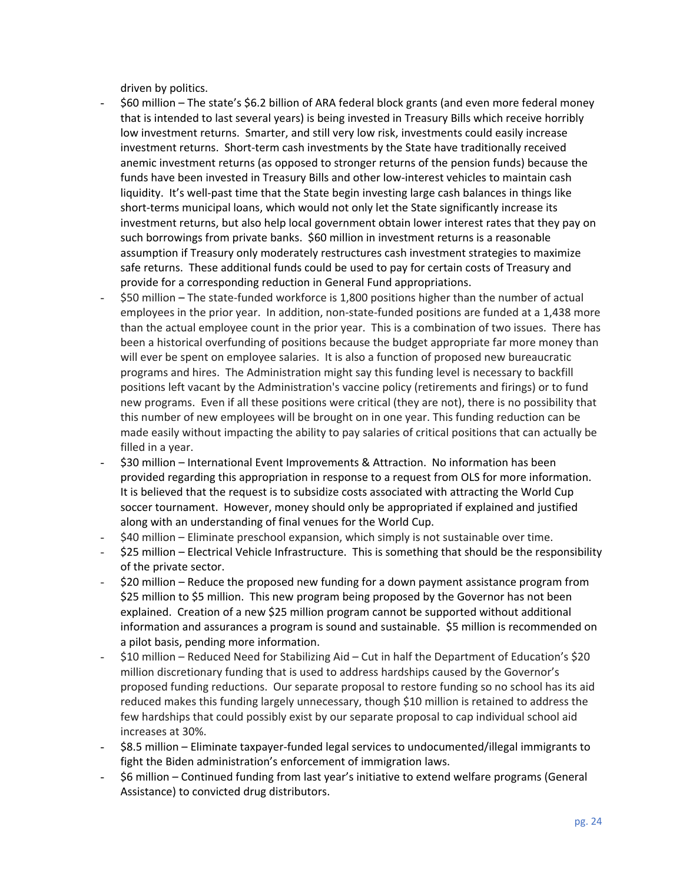driven by politics.

- $60 million – The state's $6.2 billion of ARA federal block grants (and even more federal money that is intended to last several years) is being invested in Treasury Bills which receive horribly low investment returns. Smarter, and still very low risk, investments could easily increase investment returns. Short-term cash investments by the State have traditionally received anemic investment returns (as opposed to stronger returns of the pension funds) because the funds have been invested in Treasury Bills and other low-interest vehicles to maintain cash liquidity. It's well-past time that the State begin investing large cash balances in things like short-terms municipal loans, which would not only let the State significantly increase its investment returns, but also help local government obtain lower interest rates that they pay on such borrowings from private banks. $60 million in investment returns is a reasonable assumption if Treasury only moderately restructures cash investment strategies to maximize safe returns. These additional funds could be used to pay for certain costs of Treasury and provide for a corresponding reduction in General Fund appropriations.
- $50 million – The state-funded workforce is 1,800 positions higher than the number of actual employees in the prior year. In addition, non-state-funded positions are funded at a 1,438 more than the actual employee count in the prior year. This is a combination of two issues. There has been a historical overfunding of positions because the budget appropriate far more money than will ever be spent on employee salaries. It is also a function of proposed new bureaucratic programs and hires. The Administration might say this funding level is necessary to backfill positions left vacant by the Administration's vaccine policy (retirements and firings) or to fund new programs. Even if all these positions were critical (they are not), there is no possibility that this number of new employees will be brought on in one year. This funding reduction can be made easily without impacting the ability to pay salaries of critical positions that can actually be filled in a year.
- $30 million – International Event Improvements & Attraction. No information has been provided regarding this appropriation in response to a request from OLS for more information. It is believed that the request is to subsidize costs associated with attracting the World Cup soccer tournament. However, money should only be appropriated if explained and justified along with an understanding of final venues for the World Cup.
- $40 million – Eliminate preschool expansion, which simply is not sustainable over time.
- $25 million – Electrical Vehicle Infrastructure. This is something that should be the responsibility of the private sector.
- $20 million – Reduce the proposed new funding for a down payment assistance program from $25 million to $5 million. This new program being proposed by the Governor has not been explained. Creation of a new $25 million program cannot be supported without additional information and assurances a program is sound and sustainable. $5 million is recommended on a pilot basis, pending more information.
- $10 million – Reduced Need for Stabilizing Aid – Cut in half the Department of Education's $20 million discretionary funding that is used to address hardships caused by the Governor's proposed funding reductions. Our separate proposal to restore funding so no school has its aid reduced makes this funding largely unnecessary, though $10 million is retained to address the few hardships that could possibly exist by our separate proposal to cap individual school aid increases at 30%.
- $8.5 million – Eliminate taxpayer-funded legal services to undocumented/illegal immigrants to fight the Biden administration's enforcement of immigration laws.
- $6 million – Continued funding from last year's initiative to extend welfare programs (General Assistance) to convicted drug distributors.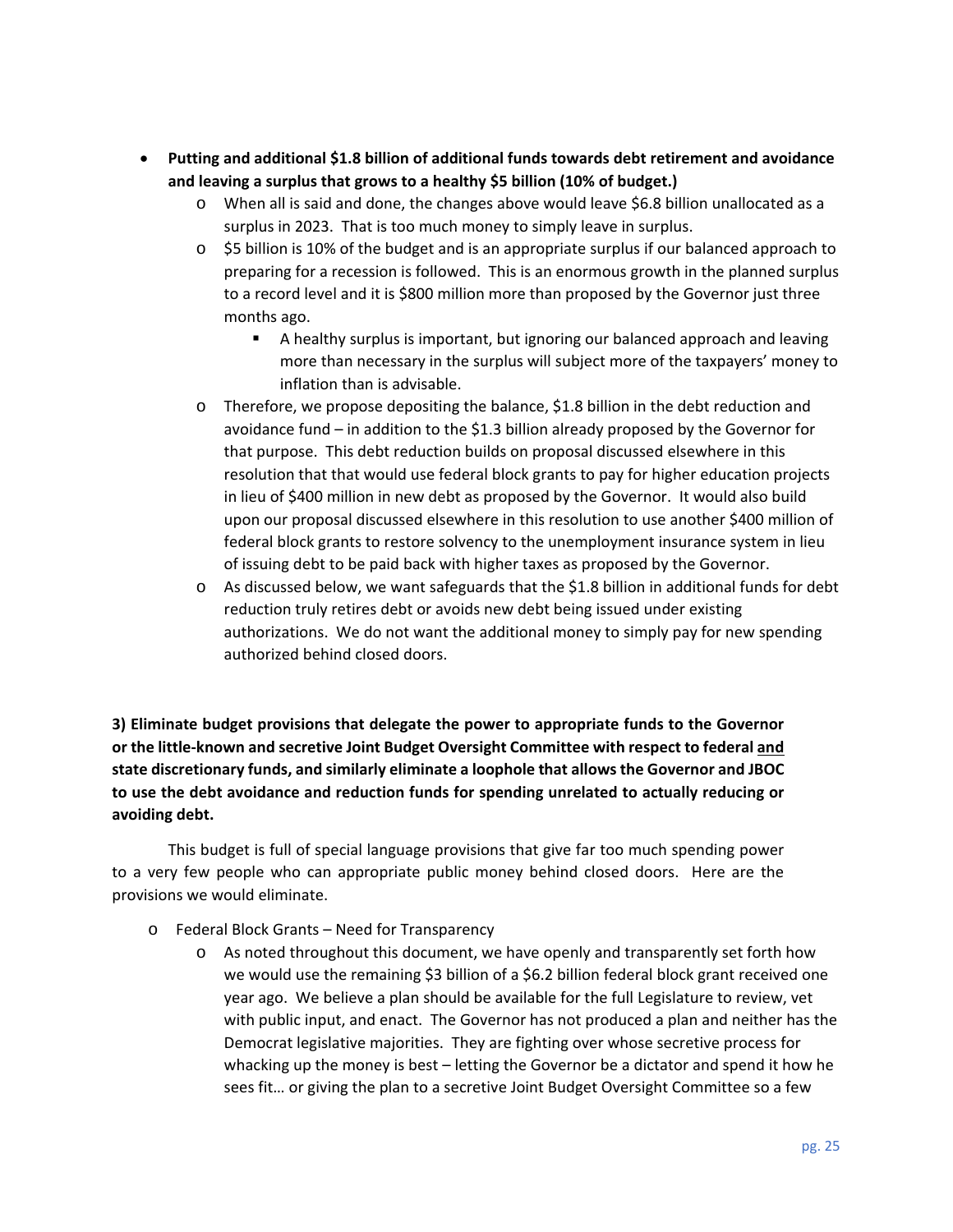- **Putting and additional $1.8 billion of additional funds towards debt retirement and avoidance and leaving a surplus that grows to a healthy $5 billion (10% of budget.)**
  - When all is said and done, the changes above would leave $6.8 billion unallocated as a surplus in 2023. That is too much money to simply leave in surplus.
  - $5 billion is 10% of the budget and is an appropriate surplus if our balanced approach to preparing for a recession is followed. This is an enormous growth in the planned surplus to a record level and it is $800 million more than proposed by the Governor just three months ago.
    - A healthy surplus is important, but ignoring our balanced approach and leaving more than necessary in the surplus will subject more of the taxpayers' money to inflation than is advisable.
  - Therefore, we propose depositing the balance, $1.8 billion in the debt reduction and avoidance fund – in addition to the $1.3 billion already proposed by the Governor for that purpose. This debt reduction builds on proposal discussed elsewhere in this resolution that that would use federal block grants to pay for higher education projects in lieu of $400 million in new debt as proposed by the Governor. It would also build upon our proposal discussed elsewhere in this resolution to use another $400 million of federal block grants to restore solvency to the unemployment insurance system in lieu of issuing debt to be paid back with higher taxes as proposed by the Governor.
  - As discussed below, we want safeguards that the $1.8 billion in additional funds for debt reduction truly retires debt or avoids new debt being issued under existing authorizations. We do not want the additional money to simply pay for new spending authorized behind closed doors.

**3) Eliminate budget provisions that delegate the power to appropriate funds to the Governor or the little-known and secretive Joint Budget Oversight Committee with respect to federal <u>and</u> state discretionary funds, and similarly eliminate a loophole that allows the Governor and JBOC to use the debt avoidance and reduction funds for spending unrelated to actually reducing or avoiding debt.**

This budget is full of special language provisions that give far too much spending power to a very few people who can appropriate public money behind closed doors. Here are the provisions we would eliminate.

- Federal Block Grants – Need for Transparency
  - As noted throughout this document, we have openly and transparently set forth how we would use the remaining $3 billion of a $6.2 billion federal block grant received one year ago. We believe a plan should be available for the full Legislature to review, vet with public input, and enact. The Governor has not produced a plan and neither has the Democrat legislative majorities. They are fighting over whose secretive process for whacking up the money is best – letting the Governor be a dictator and spend it how he sees fit… or giving the plan to a secretive Joint Budget Oversight Committee so a few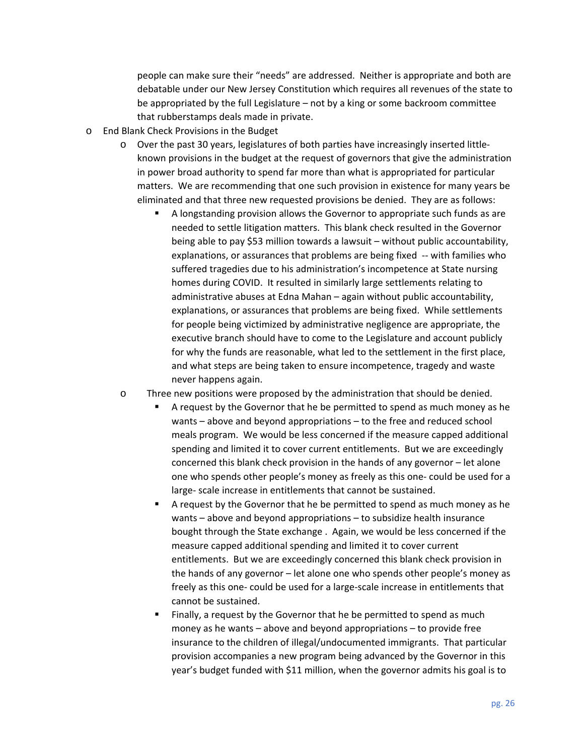people can make sure their "needs" are addressed. Neither is appropriate and both are debatable under our New Jersey Constitution which requires all revenues of the state to be appropriated by the full Legislature – not by a king or some backroom committee that rubberstamps deals made in private.

- End Blank Check Provisions in the Budget
  - Over the past 30 years, legislatures of both parties have increasingly inserted little-known provisions in the budget at the request of governors that give the administration in power broad authority to spend far more than what is appropriated for particular matters. We are recommending that one such provision in existence for many years be eliminated and that three new requested provisions be denied. They are as follows:
    - A longstanding provision allows the Governor to appropriate such funds as are needed to settle litigation matters. This blank check resulted in the Governor being able to pay $53 million towards a lawsuit – without public accountability, explanations, or assurances that problems are being fixed -- with families who suffered tragedies due to his administration's incompetence at State nursing homes during COVID. It resulted in similarly large settlements relating to administrative abuses at Edna Mahan – again without public accountability, explanations, or assurances that problems are being fixed. While settlements for people being victimized by administrative negligence are appropriate, the executive branch should have to come to the Legislature and account publicly for why the funds are reasonable, what led to the settlement in the first place, and what steps are being taken to ensure incompetence, tragedy and waste never happens again.
  - Three new positions were proposed by the administration that should be denied.
    - A request by the Governor that he be permitted to spend as much money as he wants – above and beyond appropriations – to the free and reduced school meals program. We would be less concerned if the measure capped additional spending and limited it to cover current entitlements. But we are exceedingly concerned this blank check provision in the hands of any governor – let alone one who spends other people's money as freely as this one- could be used for a large- scale increase in entitlements that cannot be sustained.
    - A request by the Governor that he be permitted to spend as much money as he wants – above and beyond appropriations – to subsidize health insurance bought through the State exchange . Again, we would be less concerned if the measure capped additional spending and limited it to cover current entitlements. But we are exceedingly concerned this blank check provision in the hands of any governor – let alone one who spends other people's money as freely as this one- could be used for a large-scale increase in entitlements that cannot be sustained.
    - Finally, a request by the Governor that he be permitted to spend as much money as he wants – above and beyond appropriations – to provide free insurance to the children of illegal/undocumented immigrants. That particular provision accompanies a new program being advanced by the Governor in this year's budget funded with $11 million, when the governor admits his goal is to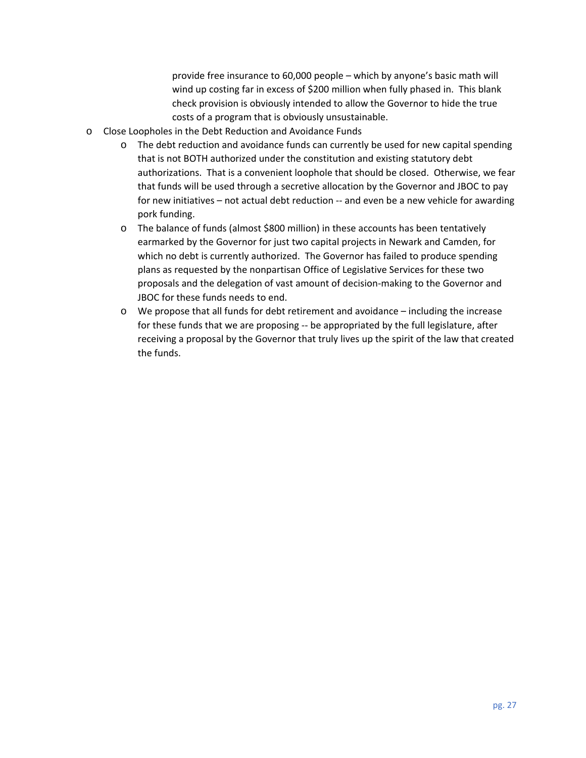provide free insurance to 60,000 people – which by anyone's basic math will wind up costing far in excess of $200 million when fully phased in. This blank check provision is obviously intended to allow the Governor to hide the true costs of a program that is obviously unsustainable.

- Close Loopholes in the Debt Reduction and Avoidance Funds
    - The debt reduction and avoidance funds can currently be used for new capital spending that is not BOTH authorized under the constitution and existing statutory debt authorizations. That is a convenient loophole that should be closed. Otherwise, we fear that funds will be used through a secretive allocation by the Governor and JBOC to pay for new initiatives – not actual debt reduction -- and even be a new vehicle for awarding pork funding.
    - The balance of funds (almost $800 million) in these accounts has been tentatively earmarked by the Governor for just two capital projects in Newark and Camden, for which no debt is currently authorized. The Governor has failed to produce spending plans as requested by the nonpartisan Office of Legislative Services for these two proposals and the delegation of vast amount of decision-making to the Governor and JBOC for these funds needs to end.
    - We propose that all funds for debt retirement and avoidance – including the increase for these funds that we are proposing -- be appropriated by the full legislature, after receiving a proposal by the Governor that truly lives up the spirit of the law that created the funds.